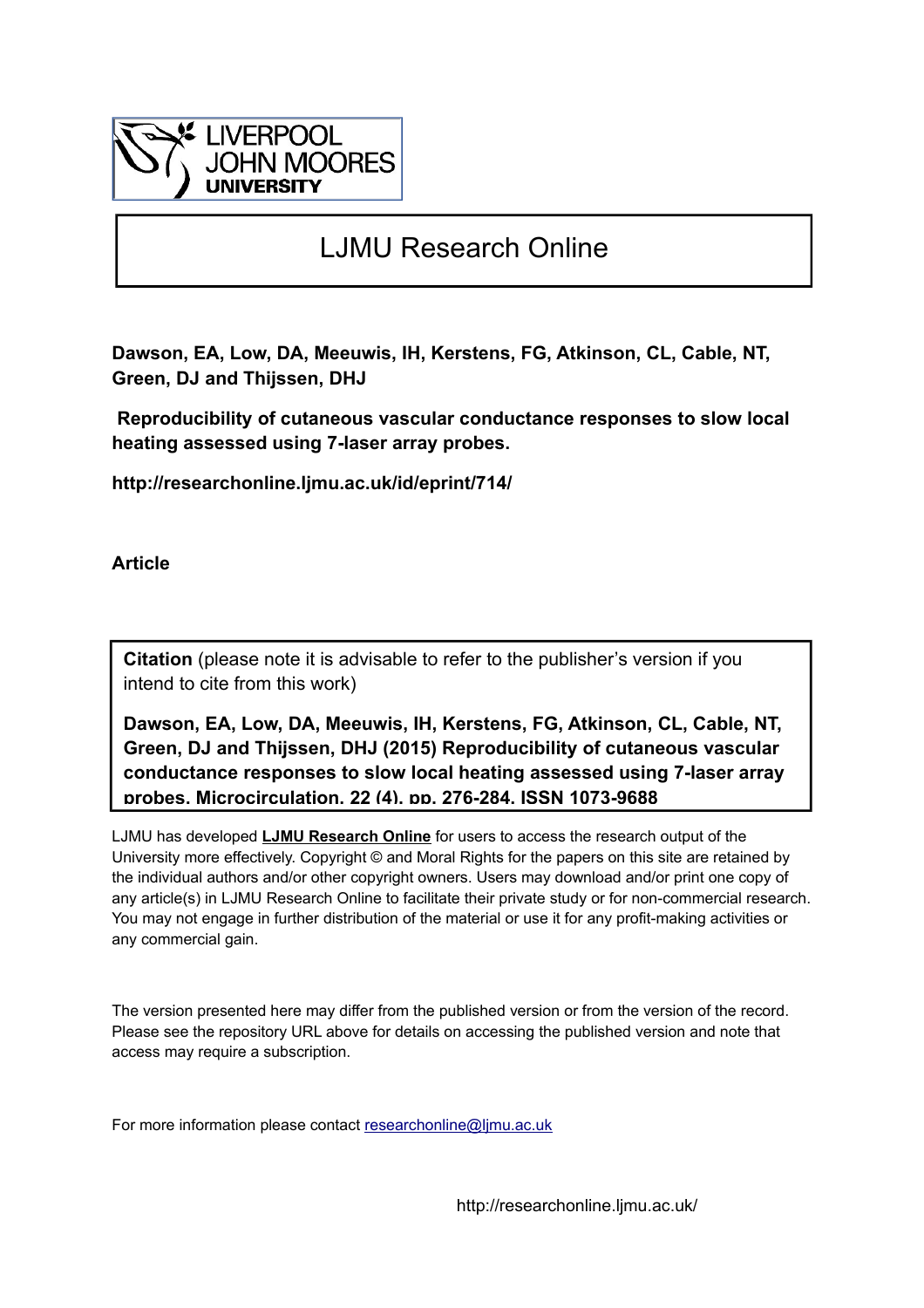LIVERPOOL JOHN MOORES UNIVERSITY

# LJMU Research Online

**Dawson, EA, Low, DA, Meeuwis, IH, Kerstens, FG, Atkinson, CL, Cable, NT, Green, DJ and Thijssen, DHJ**

**Reproducibility of cutaneous vascular conductance responses to slow local heating assessed using 7-laser array probes.**

**http://researchonline.ljmu.ac.uk/id/eprint/714/**

**Article**

**Citation** (please note it is advisable to refer to the publisher's version if you intend to cite from this work)

**Dawson, EA, Low, DA, Meeuwis, IH, Kerstens, FG, Atkinson, CL, Cable, NT, Green, DJ and Thijssen, DHJ (2015) Reproducibility of cutaneous vascular conductance responses to slow local heating assessed using 7-laser array probes. Microcirculation, 22 (4). pp. 276-284. ISSN 1073-9688**

LJMU has developed **LJMU Research Online** for users to access the research output of the University more effectively. Copyright © and Moral Rights for the papers on this site are retained by the individual authors and/or other copyright owners. Users may download and/or print one copy of any article(s) in LJMU Research Online to facilitate their private study or for non-commercial research. You may not engage in further distribution of the material or use it for any profit-making activities or any commercial gain.

The version presented here may differ from the published version or from the version of the record. Please see the repository URL above for details on accessing the published version and note that access may require a subscription.

For more information please contact researchonline@ljmu.ac.uk

http://researchonline.ljmu.ac.uk/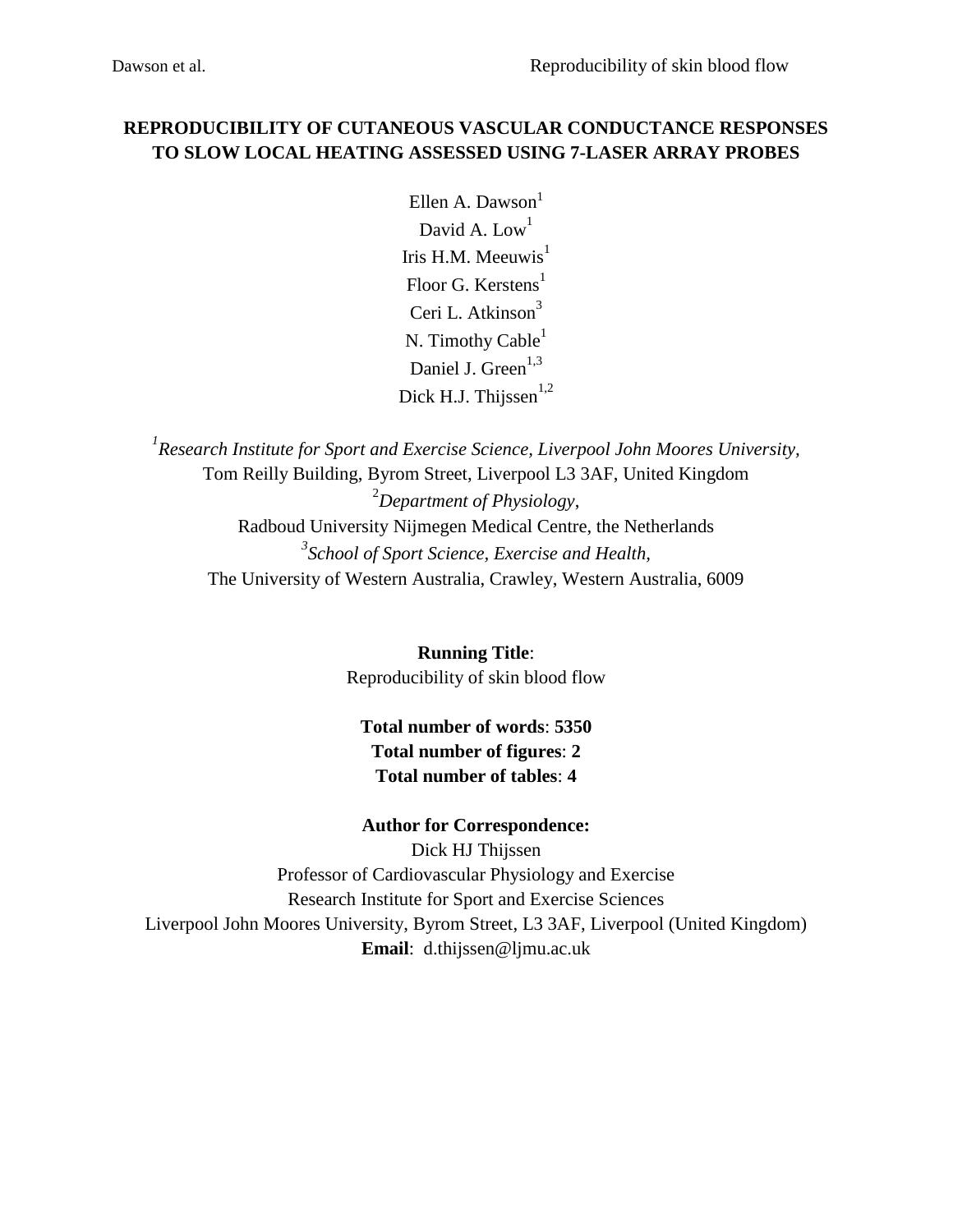# REPRODUCIBILITY OF CUTANEOUS VASCULAR CONDUCTANCE RESPONSES TO SLOW LOCAL HEATING ASSESSED USING 7-LASER ARRAY PROBES

Ellen A. Dawson[1]
David A. Low[1]
Iris H.M. Meeuwis[1]
Floor G. Kerstens[1]
Ceri L. Atkinson[3]
N. Timothy Cable[1]
Daniel J. Green[1,3]
Dick H.J. Thijssen[1,2]

[1]*Research Institute for Sport and Exercise Science, Liverpool John Moores University,*
Tom Reilly Building, Byrom Street, Liverpool L3 3AF, United Kingdom
[2]*Department of Physiology*,
Radboud University Nijmegen Medical Centre, the Netherlands
[3]*School of Sport Science, Exercise and Health,*
The University of Western Australia, Crawley, Western Australia, 6009

**Running Title**:
Reproducibility of skin blood flow

**Total number of words**: **5350**
**Total number of figures**: **2**
**Total number of tables**: **4**

**Author for Correspondence:**
Dick HJ Thijssen
Professor of Cardiovascular Physiology and Exercise
Research Institute for Sport and Exercise Sciences
Liverpool John Moores University, Byrom Street, L3 3AF, Liverpool (United Kingdom)
**Email**: d.thijssen@ljmu.ac.uk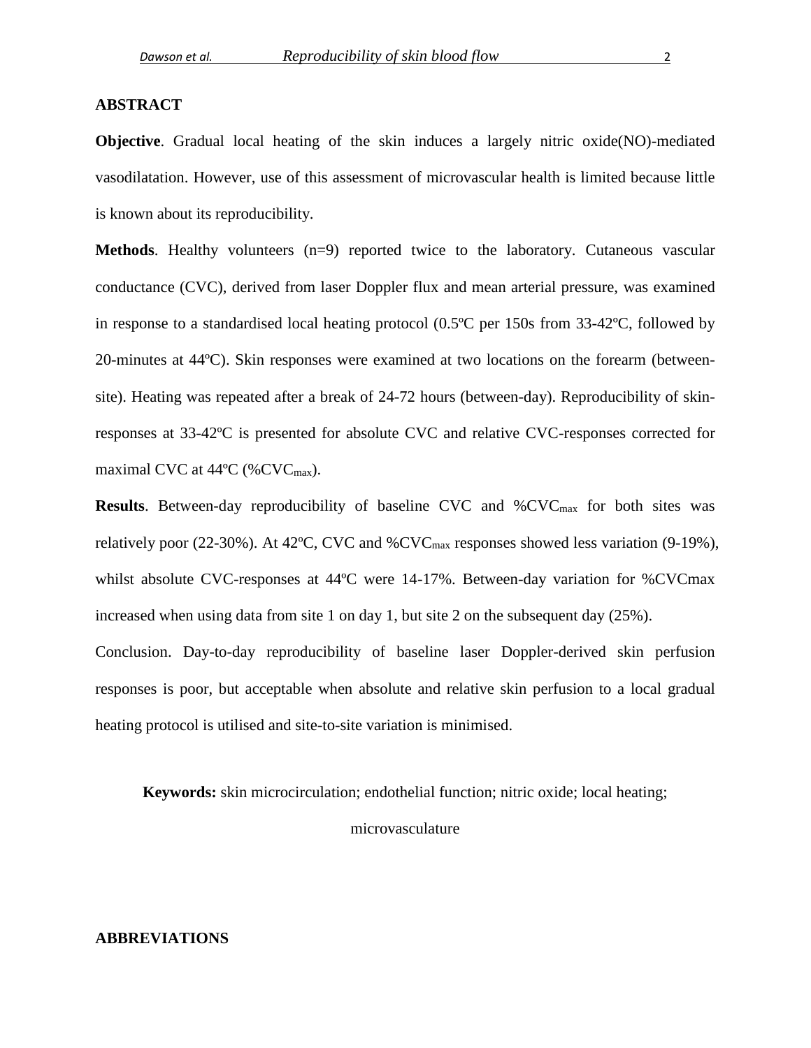## ABSTRACT

**Objective**. Gradual local heating of the skin induces a largely nitric oxide(NO)-mediated vasodilatation. However, use of this assessment of microvascular health is limited because little is known about its reproducibility.

**Methods**. Healthy volunteers (n=9) reported twice to the laboratory. Cutaneous vascular conductance (CVC), derived from laser Doppler flux and mean arterial pressure, was examined in response to a standardised local heating protocol (0.5ºC per 150s from 33-42ºC, followed by 20-minutes at 44ºC). Skin responses were examined at two locations on the forearm (between-site). Heating was repeated after a break of 24-72 hours (between-day). Reproducibility of skin-responses at 33-42ºC is presented for absolute CVC and relative CVC-responses corrected for maximal CVC at 44ºC (%$CVC_{max}$).

**Results**. Between-day reproducibility of baseline CVC and %$CVC_{max}$ for both sites was relatively poor (22-30%). At 42ºC, CVC and %$CVC_{max}$ responses showed less variation (9-19%), whilst absolute CVC-responses at 44ºC were 14-17%. Between-day variation for %CVCmax increased when using data from site 1 on day 1, but site 2 on the subsequent day (25%).

Conclusion. Day-to-day reproducibility of baseline laser Doppler-derived skin perfusion responses is poor, but acceptable when absolute and relative skin perfusion to a local gradual heating protocol is utilised and site-to-site variation is minimised.

**Keywords:** skin microcirculation; endothelial function; nitric oxide; local heating; microvasculature

## ABBREVIATIONS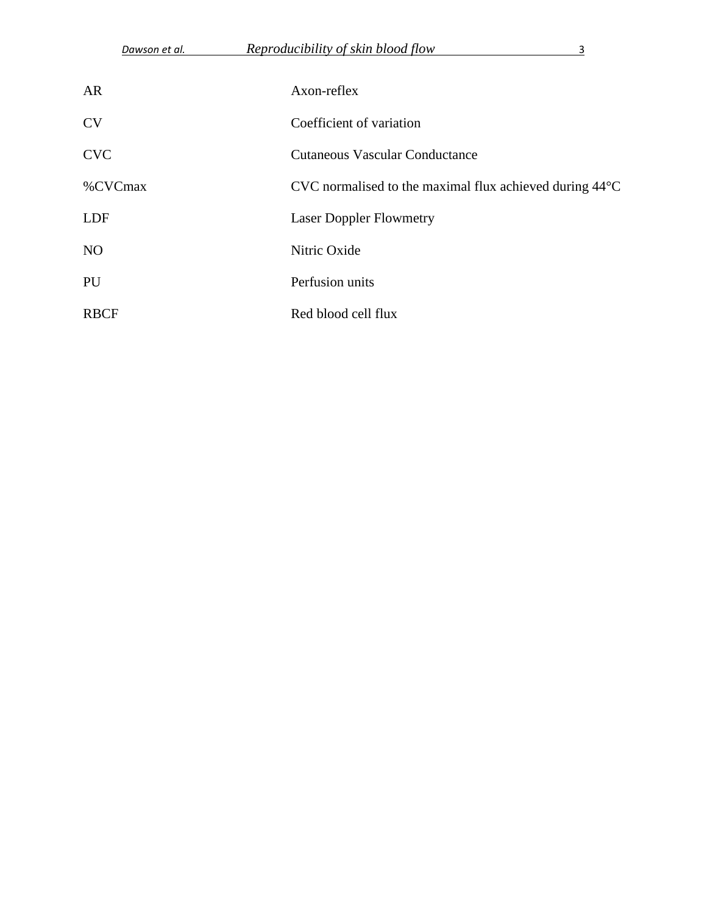| | |
|---|---|
| AR | Axon-reflex |
| CV | Coefficient of variation |
| CVC | Cutaneous Vascular Conductance |
| %CVCmax | CVC normalised to the maximal flux achieved during 44°C |
| LDF | Laser Doppler Flowmetry |
| NO | Nitric Oxide |
| PU | Perfusion units |
| RBCF | Red blood cell flux |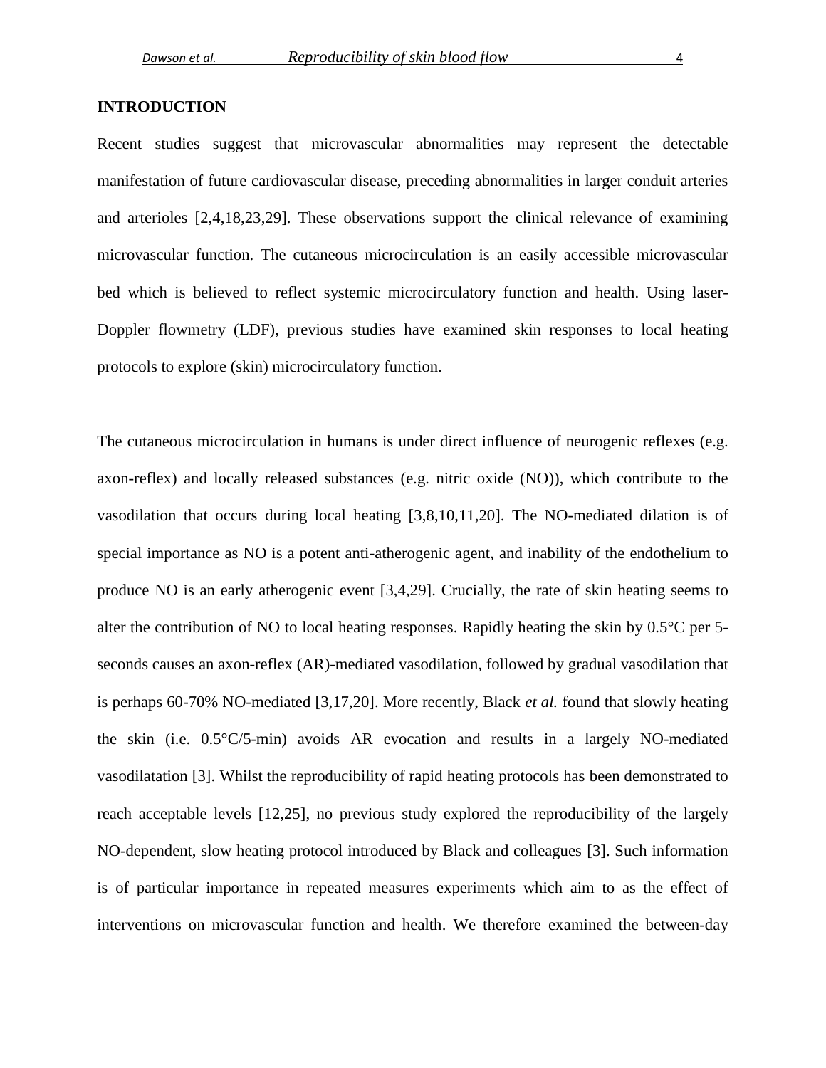## INTRODUCTION

Recent studies suggest that microvascular abnormalities may represent the detectable manifestation of future cardiovascular disease, preceding abnormalities in larger conduit arteries and arterioles [2,4,18,23,29]. These observations support the clinical relevance of examining microvascular function. The cutaneous microcirculation is an easily accessible microvascular bed which is believed to reflect systemic microcirculatory function and health. Using laser-Doppler flowmetry (LDF), previous studies have examined skin responses to local heating protocols to explore (skin) microcirculatory function.

The cutaneous microcirculation in humans is under direct influence of neurogenic reflexes (e.g. axon-reflex) and locally released substances (e.g. nitric oxide (NO)), which contribute to the vasodilation that occurs during local heating [3,8,10,11,20]. The NO-mediated dilation is of special importance as NO is a potent anti-atherogenic agent, and inability of the endothelium to produce NO is an early atherogenic event [3,4,29]. Crucially, the rate of skin heating seems to alter the contribution of NO to local heating responses. Rapidly heating the skin by 0.5°C per 5-seconds causes an axon-reflex (AR)-mediated vasodilation, followed by gradual vasodilation that is perhaps 60-70% NO-mediated [3,17,20]. More recently, Black *et al.* found that slowly heating the skin (i.e. 0.5°C/5-min) avoids AR evocation and results in a largely NO-mediated vasodilatation [3]. Whilst the reproducibility of rapid heating protocols has been demonstrated to reach acceptable levels [12,25], no previous study explored the reproducibility of the largely NO-dependent, slow heating protocol introduced by Black and colleagues [3]. Such information is of particular importance in repeated measures experiments which aim to as the effect of interventions on microvascular function and health. We therefore examined the between-day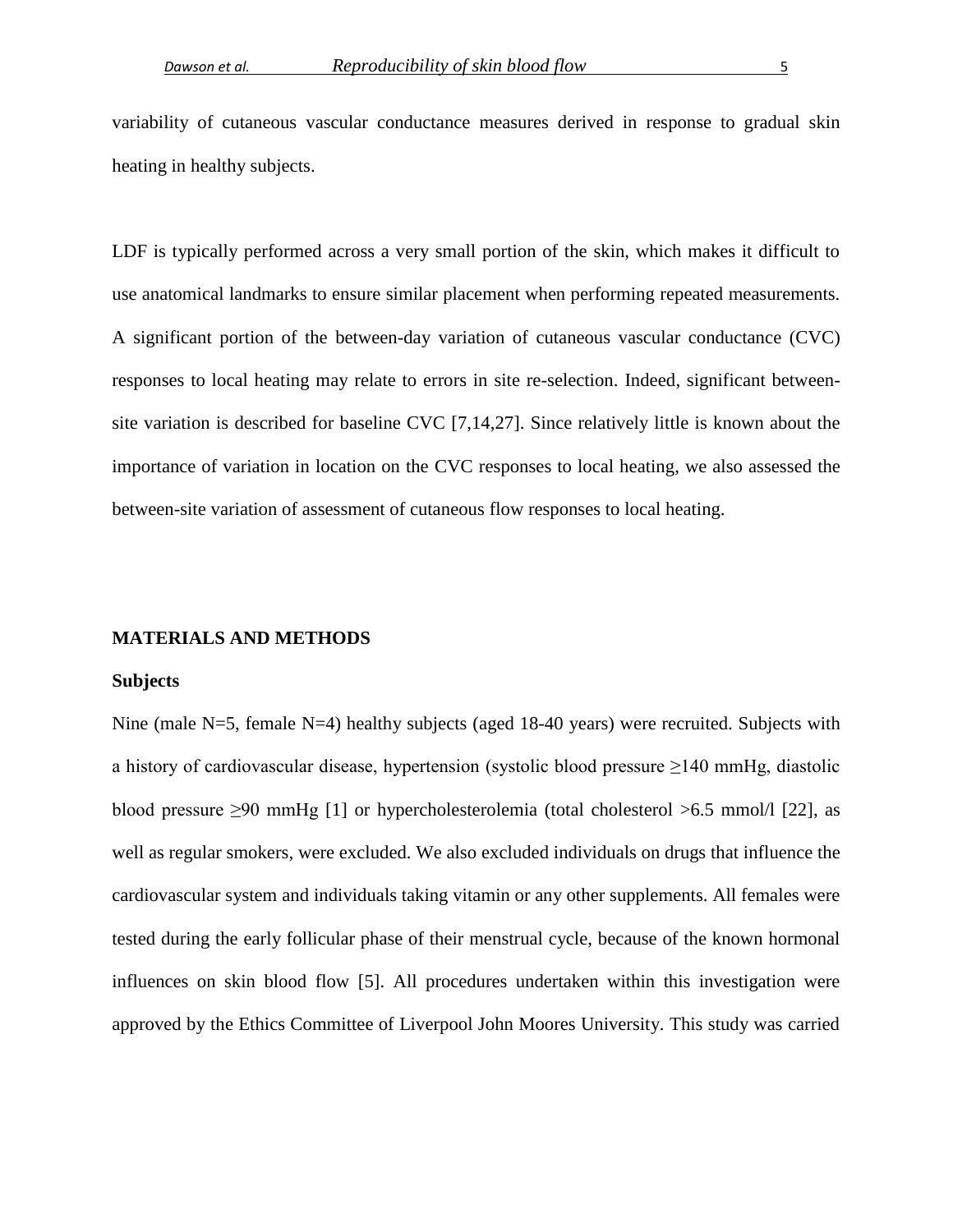variability of cutaneous vascular conductance measures derived in response to gradual skin heating in healthy subjects.

LDF is typically performed across a very small portion of the skin, which makes it difficult to use anatomical landmarks to ensure similar placement when performing repeated measurements. A significant portion of the between-day variation of cutaneous vascular conductance (CVC) responses to local heating may relate to errors in site re-selection. Indeed, significant between-site variation is described for baseline CVC [7,14,27]. Since relatively little is known about the importance of variation in location on the CVC responses to local heating, we also assessed the between-site variation of assessment of cutaneous flow responses to local heating.

## MATERIALS AND METHODS

### Subjects

Nine (male N=5, female N=4) healthy subjects (aged 18-40 years) were recruited. Subjects with a history of cardiovascular disease, hypertension (systolic blood pressure ≥140 mmHg, diastolic blood pressure ≥90 mmHg [1] or hypercholesterolemia (total cholesterol >6.5 mmol/l [22], as well as regular smokers, were excluded. We also excluded individuals on drugs that influence the cardiovascular system and individuals taking vitamin or any other supplements. All females were tested during the early follicular phase of their menstrual cycle, because of the known hormonal influences on skin blood flow [5]. All procedures undertaken within this investigation were approved by the Ethics Committee of Liverpool John Moores University. This study was carried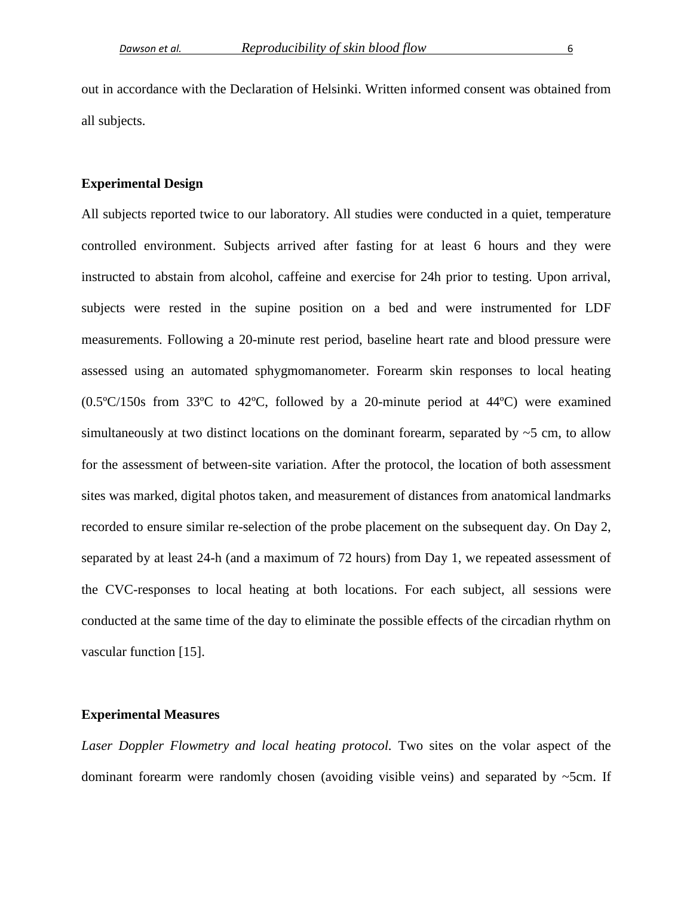out in accordance with the Declaration of Helsinki. Written informed consent was obtained from all subjects.

**Experimental Design**

All subjects reported twice to our laboratory. All studies were conducted in a quiet, temperature controlled environment. Subjects arrived after fasting for at least 6 hours and they were instructed to abstain from alcohol, caffeine and exercise for 24h prior to testing. Upon arrival, subjects were rested in the supine position on a bed and were instrumented for LDF measurements. Following a 20-minute rest period, baseline heart rate and blood pressure were assessed using an automated sphygmomanometer. Forearm skin responses to local heating (0.5ºC/150s from 33ºC to 42ºC, followed by a 20-minute period at 44ºC) were examined simultaneously at two distinct locations on the dominant forearm, separated by ~5 cm, to allow for the assessment of between-site variation. After the protocol, the location of both assessment sites was marked, digital photos taken, and measurement of distances from anatomical landmarks recorded to ensure similar re-selection of the probe placement on the subsequent day. On Day 2, separated by at least 24-h (and a maximum of 72 hours) from Day 1, we repeated assessment of the CVC-responses to local heating at both locations. For each subject, all sessions were conducted at the same time of the day to eliminate the possible effects of the circadian rhythm on vascular function [15].

**Experimental Measures**

*Laser Doppler Flowmetry and local heating protocol.* Two sites on the volar aspect of the dominant forearm were randomly chosen (avoiding visible veins) and separated by ~5cm. If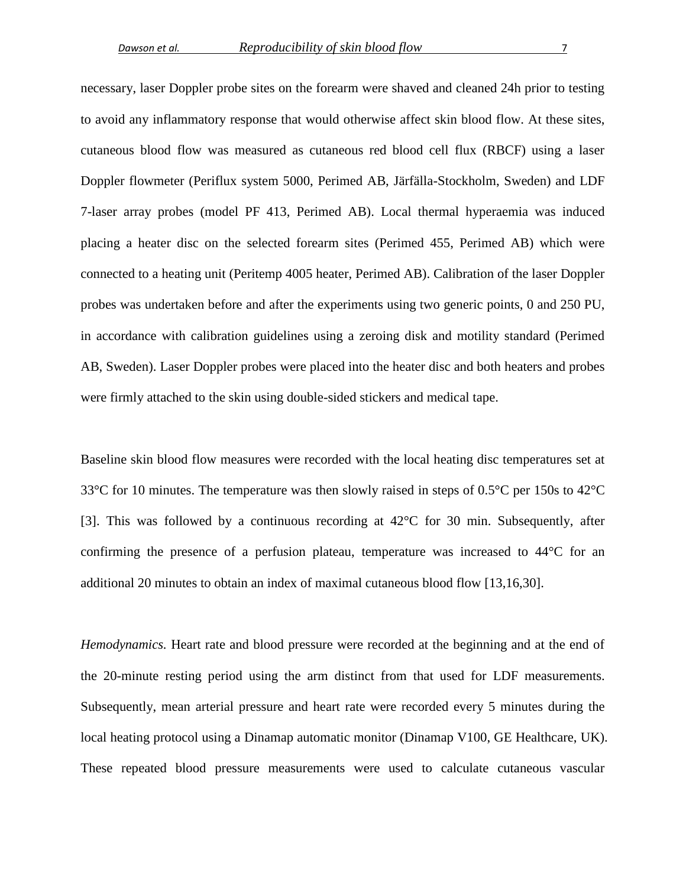necessary, laser Doppler probe sites on the forearm were shaved and cleaned 24h prior to testing to avoid any inflammatory response that would otherwise affect skin blood flow. At these sites, cutaneous blood flow was measured as cutaneous red blood cell flux (RBCF) using a laser Doppler flowmeter (Periflux system 5000, Perimed AB, Järfälla-Stockholm, Sweden) and LDF 7-laser array probes (model PF 413, Perimed AB). Local thermal hyperaemia was induced placing a heater disc on the selected forearm sites (Perimed 455, Perimed AB) which were connected to a heating unit (Peritemp 4005 heater, Perimed AB). Calibration of the laser Doppler probes was undertaken before and after the experiments using two generic points, 0 and 250 PU, in accordance with calibration guidelines using a zeroing disk and motility standard (Perimed AB, Sweden). Laser Doppler probes were placed into the heater disc and both heaters and probes were firmly attached to the skin using double-sided stickers and medical tape.

Baseline skin blood flow measures were recorded with the local heating disc temperatures set at 33°C for 10 minutes. The temperature was then slowly raised in steps of 0.5°C per 150s to 42°C [3]. This was followed by a continuous recording at 42°C for 30 min. Subsequently, after confirming the presence of a perfusion plateau, temperature was increased to 44°C for an additional 20 minutes to obtain an index of maximal cutaneous blood flow [13,16,30].

*Hemodynamics.* Heart rate and blood pressure were recorded at the beginning and at the end of the 20-minute resting period using the arm distinct from that used for LDF measurements. Subsequently, mean arterial pressure and heart rate were recorded every 5 minutes during the local heating protocol using a Dinamap automatic monitor (Dinamap V100, GE Healthcare, UK). These repeated blood pressure measurements were used to calculate cutaneous vascular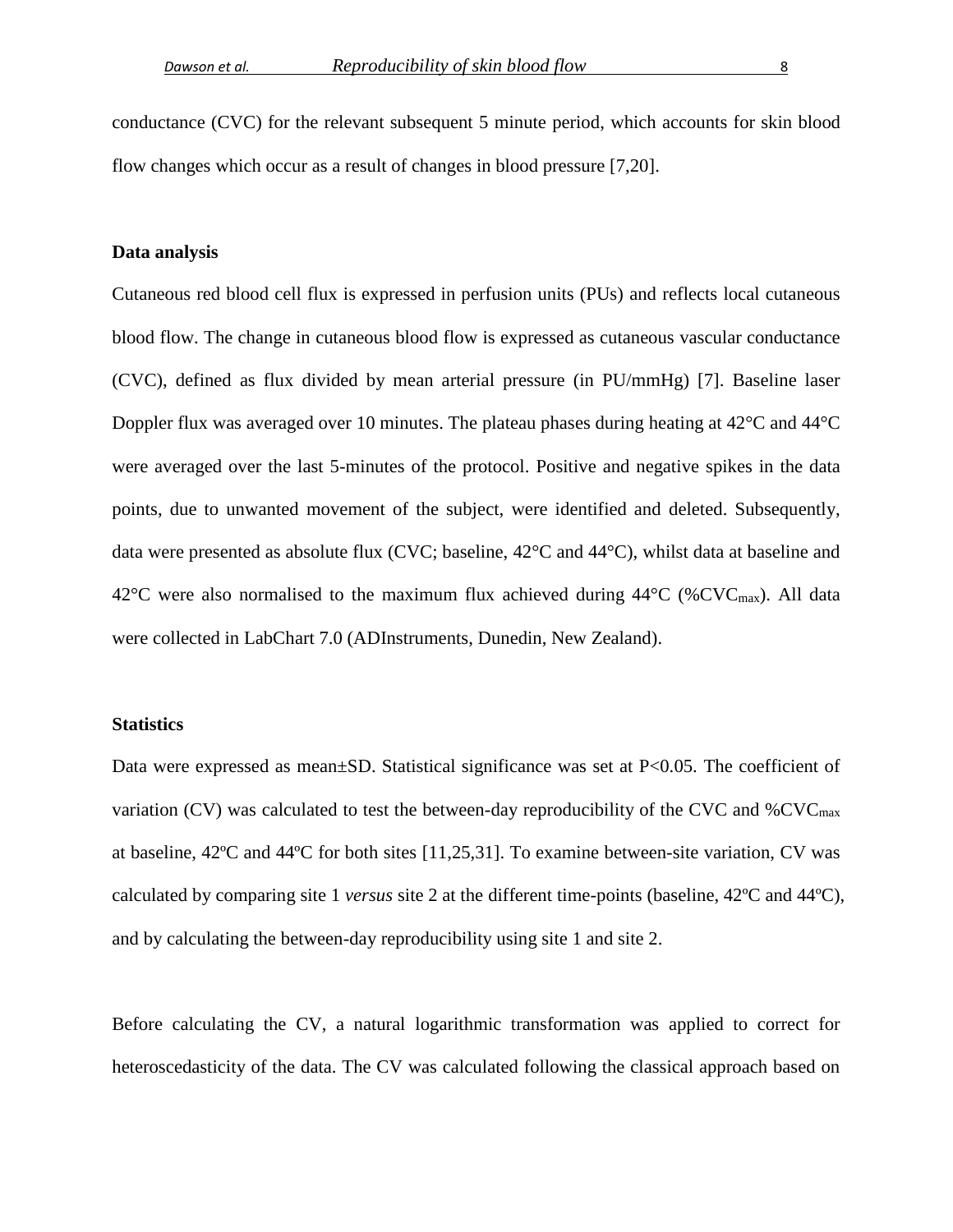conductance (CVC) for the relevant subsequent 5 minute period, which accounts for skin blood flow changes which occur as a result of changes in blood pressure [7,20].

**Data analysis**

Cutaneous red blood cell flux is expressed in perfusion units (PUs) and reflects local cutaneous blood flow. The change in cutaneous blood flow is expressed as cutaneous vascular conductance (CVC), defined as flux divided by mean arterial pressure (in PU/mmHg) [7]. Baseline laser Doppler flux was averaged over 10 minutes. The plateau phases during heating at 42°C and 44°C were averaged over the last 5-minutes of the protocol. Positive and negative spikes in the data points, due to unwanted movement of the subject, were identified and deleted. Subsequently, data were presented as absolute flux (CVC; baseline, 42°C and 44°C), whilst data at baseline and 42°C were also normalised to the maximum flux achieved during 44°C (%$CVC_{max}$). All data were collected in LabChart 7.0 (ADInstruments, Dunedin, New Zealand).

**Statistics**

Data were expressed as mean±SD. Statistical significance was set at $P<0.05$. The coefficient of variation (CV) was calculated to test the between-day reproducibility of the CVC and %$CVC_{max}$ at baseline, 42ºC and 44ºC for both sites [11,25,31]. To examine between-site variation, CV was calculated by comparing site 1 *versus* site 2 at the different time-points (baseline, 42ºC and 44ºC), and by calculating the between-day reproducibility using site 1 and site 2.

Before calculating the CV, a natural logarithmic transformation was applied to correct for heteroscedasticity of the data. The CV was calculated following the classical approach based on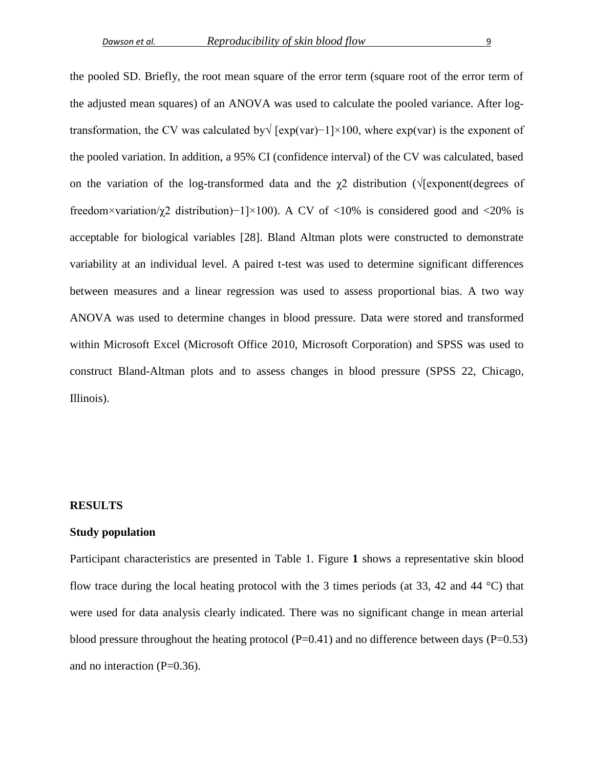the pooled SD. Briefly, the root mean square of the error term (square root of the error term of the adjusted mean squares) of an ANOVA was used to calculate the pooled variance. After log-transformation, the CV was calculated by$\sqrt{[\exp(\text{var})-1]}\times 100$, where exp(var) is the exponent of the pooled variation. In addition, a 95% CI (confidence interval) of the CV was calculated, based on the variation of the log-transformed data and the $\chi^2$ distribution ($\sqrt{[\text{exponent}(\text{degrees of freedom}\times\text{variation}/\chi^2 \text{ distribution})-1]}\times 100$). A CV of <10% is considered good and <20% is acceptable for biological variables [28]. Bland Altman plots were constructed to demonstrate variability at an individual level. A paired t-test was used to determine significant differences between measures and a linear regression was used to assess proportional bias. A two way ANOVA was used to determine changes in blood pressure. Data were stored and transformed within Microsoft Excel (Microsoft Office 2010, Microsoft Corporation) and SPSS was used to construct Bland-Altman plots and to assess changes in blood pressure (SPSS 22, Chicago, Illinois).

## RESULTS

### Study population

Participant characteristics are presented in Table 1. Figure **1** shows a representative skin blood flow trace during the local heating protocol with the 3 times periods (at 33, 42 and 44 °C) that were used for data analysis clearly indicated. There was no significant change in mean arterial blood pressure throughout the heating protocol (P=0.41) and no difference between days (P=0.53) and no interaction (P=0.36).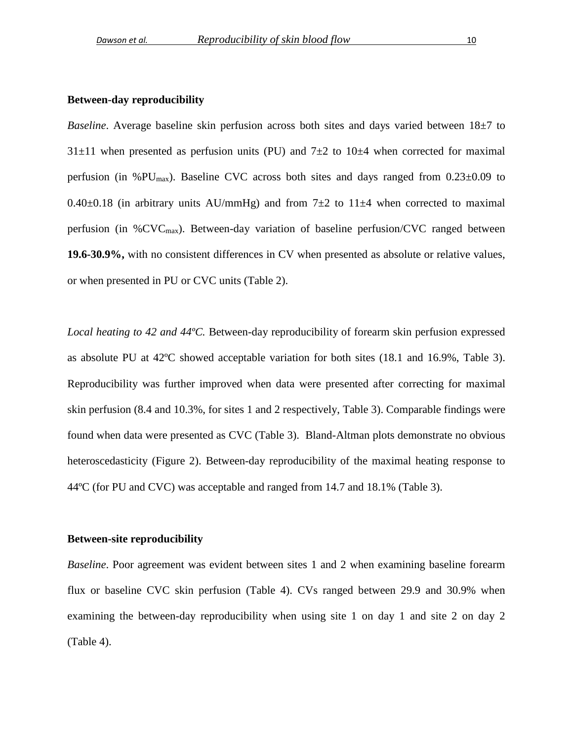### Between-day reproducibility

*Baseline*. Average baseline skin perfusion across both sites and days varied between 18±7 to 31±11 when presented as perfusion units (PU) and 7±2 to 10±4 when corrected for maximal perfusion (in $\%PU_{max}$). Baseline CVC across both sites and days ranged from 0.23±0.09 to 0.40±0.18 (in arbitrary units AU/mmHg) and from 7±2 to 11±4 when corrected to maximal perfusion (in $\%CVC_{max}$). Between-day variation of baseline perfusion/CVC ranged between **19.6-30.9%,** with no consistent differences in CV when presented as absolute or relative values, or when presented in PU or CVC units (Table 2).

*Local heating to 42 and 44ºC.* Between-day reproducibility of forearm skin perfusion expressed as absolute PU at 42ºC showed acceptable variation for both sites (18.1 and 16.9%, Table 3). Reproducibility was further improved when data were presented after correcting for maximal skin perfusion (8.4 and 10.3%, for sites 1 and 2 respectively, Table 3). Comparable findings were found when data were presented as CVC (Table 3). Bland-Altman plots demonstrate no obvious heteroscedasticity (Figure 2). Between-day reproducibility of the maximal heating response to 44ºC (for PU and CVC) was acceptable and ranged from 14.7 and 18.1% (Table 3).

### Between-site reproducibility

*Baseline*. Poor agreement was evident between sites 1 and 2 when examining baseline forearm flux or baseline CVC skin perfusion (Table 4). CVs ranged between 29.9 and 30.9% when examining the between-day reproducibility when using site 1 on day 1 and site 2 on day 2 (Table 4).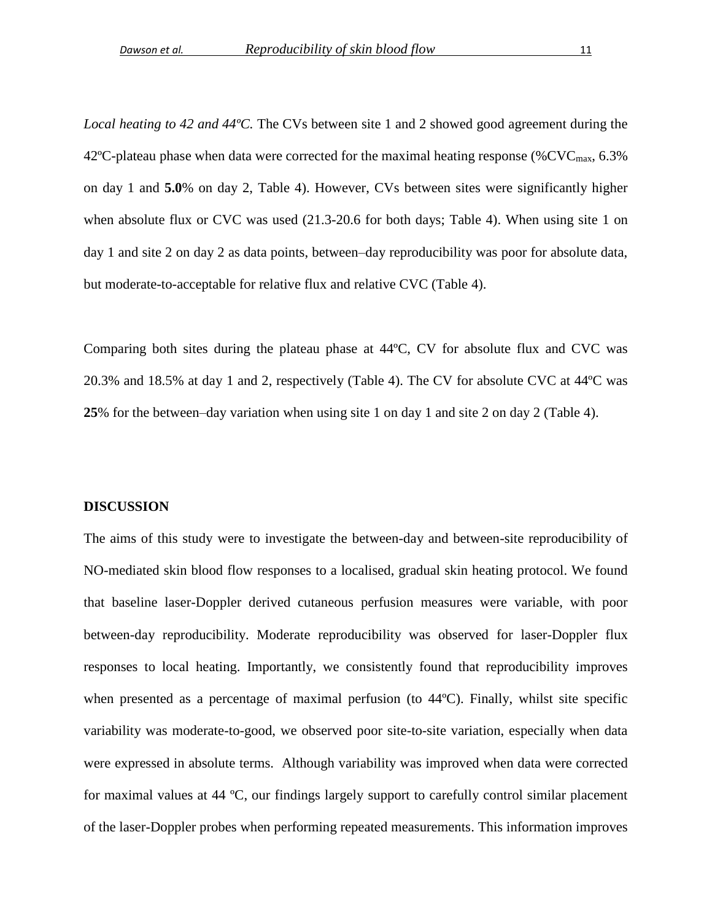*Local heating to 42 and 44ºC.* The CVs between site 1 and 2 showed good agreement during the 42ºC-plateau phase when data were corrected for the maximal heating response (%$CVC_{max}$, 6.3% on day 1 and **5.0**% on day 2, Table 4). However, CVs between sites were significantly higher when absolute flux or CVC was used (21.3-20.6 for both days; Table 4). When using site 1 on day 1 and site 2 on day 2 as data points, between–day reproducibility was poor for absolute data, but moderate-to-acceptable for relative flux and relative CVC (Table 4).

Comparing both sites during the plateau phase at 44ºC, CV for absolute flux and CVC was 20.3% and 18.5% at day 1 and 2, respectively (Table 4). The CV for absolute CVC at 44ºC was **25**% for the between–day variation when using site 1 on day 1 and site 2 on day 2 (Table 4).

## DISCUSSION

The aims of this study were to investigate the between-day and between-site reproducibility of NO-mediated skin blood flow responses to a localised, gradual skin heating protocol. We found that baseline laser-Doppler derived cutaneous perfusion measures were variable, with poor between-day reproducibility. Moderate reproducibility was observed for laser-Doppler flux responses to local heating. Importantly, we consistently found that reproducibility improves when presented as a percentage of maximal perfusion (to 44ºC). Finally, whilst site specific variability was moderate-to-good, we observed poor site-to-site variation, especially when data were expressed in absolute terms. Although variability was improved when data were corrected for maximal values at 44 ºC, our findings largely support to carefully control similar placement of the laser-Doppler probes when performing repeated measurements. This information improves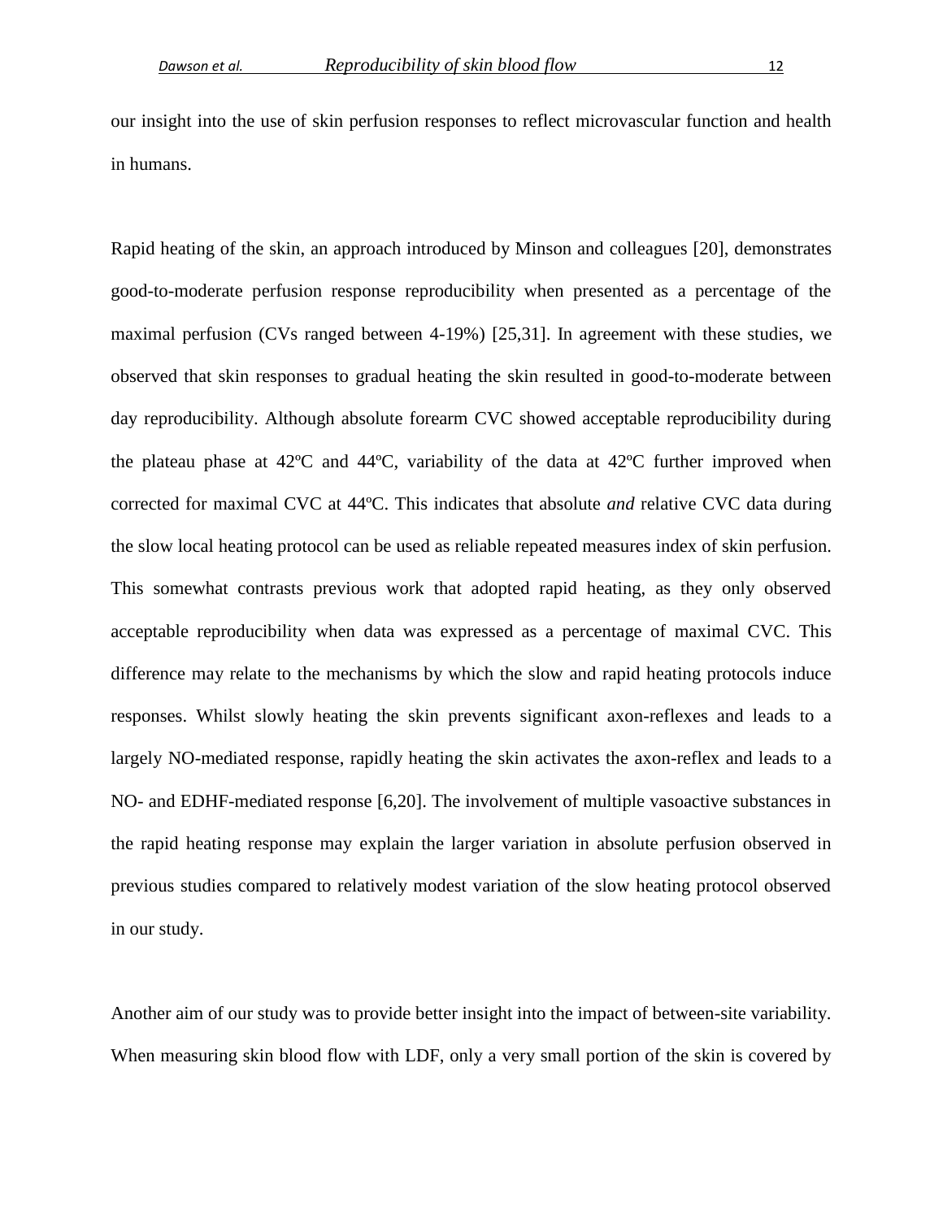our insight into the use of skin perfusion responses to reflect microvascular function and health in humans.

Rapid heating of the skin, an approach introduced by Minson and colleagues [20], demonstrates good-to-moderate perfusion response reproducibility when presented as a percentage of the maximal perfusion (CVs ranged between 4-19%) [25,31]. In agreement with these studies, we observed that skin responses to gradual heating the skin resulted in good-to-moderate between day reproducibility. Although absolute forearm CVC showed acceptable reproducibility during the plateau phase at 42ºC and 44ºC, variability of the data at 42ºC further improved when corrected for maximal CVC at 44ºC. This indicates that absolute *and* relative CVC data during the slow local heating protocol can be used as reliable repeated measures index of skin perfusion. This somewhat contrasts previous work that adopted rapid heating, as they only observed acceptable reproducibility when data was expressed as a percentage of maximal CVC. This difference may relate to the mechanisms by which the slow and rapid heating protocols induce responses. Whilst slowly heating the skin prevents significant axon-reflexes and leads to a largely NO-mediated response, rapidly heating the skin activates the axon-reflex and leads to a NO- and EDHF-mediated response [6,20]. The involvement of multiple vasoactive substances in the rapid heating response may explain the larger variation in absolute perfusion observed in previous studies compared to relatively modest variation of the slow heating protocol observed in our study.

Another aim of our study was to provide better insight into the impact of between-site variability. When measuring skin blood flow with LDF, only a very small portion of the skin is covered by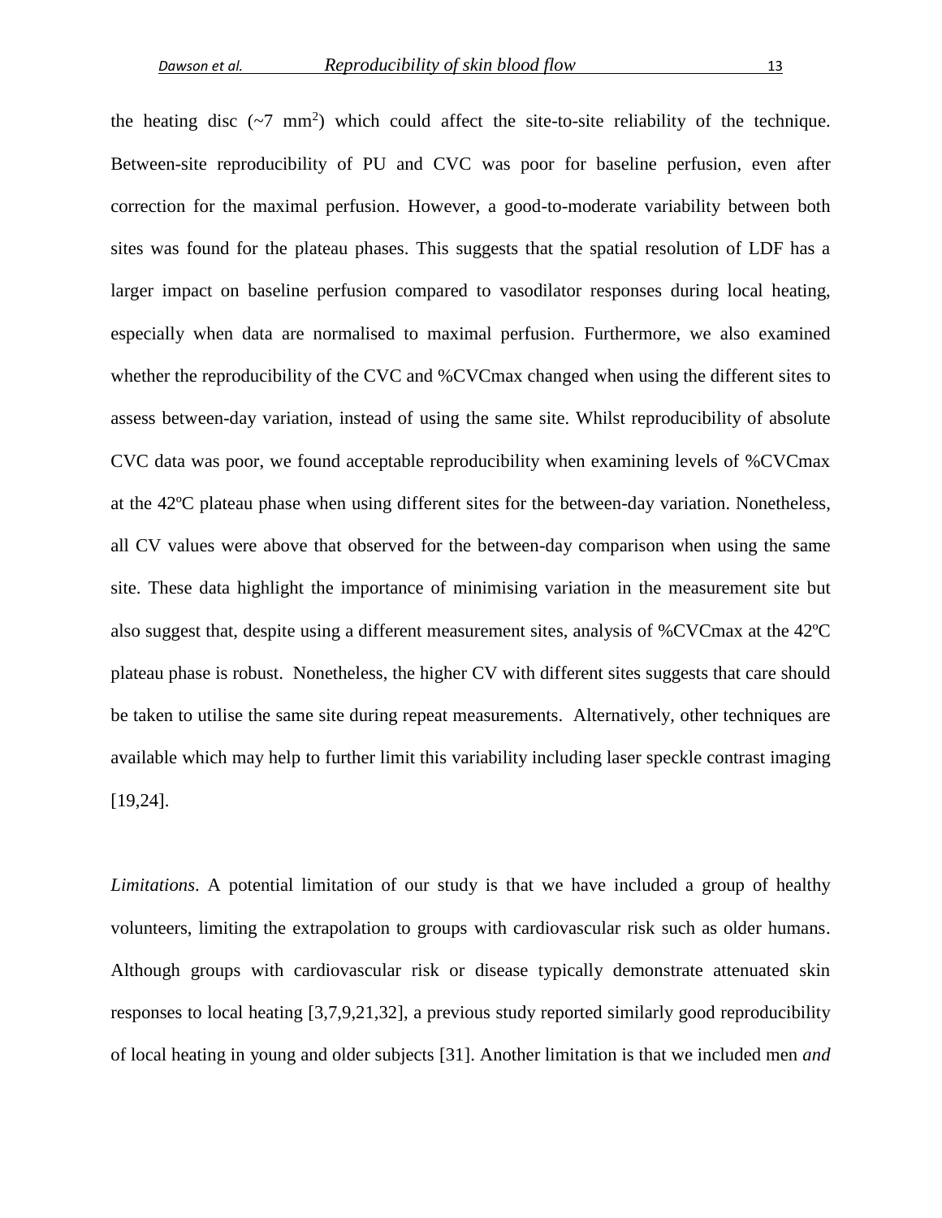the heating disc (~7 $mm^2$) which could affect the site-to-site reliability of the technique. Between-site reproducibility of PU and CVC was poor for baseline perfusion, even after correction for the maximal perfusion. However, a good-to-moderate variability between both sites was found for the plateau phases. This suggests that the spatial resolution of LDF has a larger impact on baseline perfusion compared to vasodilator responses during local heating, especially when data are normalised to maximal perfusion. Furthermore, we also examined whether the reproducibility of the CVC and %CVCmax changed when using the different sites to assess between-day variation, instead of using the same site. Whilst reproducibility of absolute CVC data was poor, we found acceptable reproducibility when examining levels of %CVCmax at the 42ºC plateau phase when using different sites for the between-day variation. Nonetheless, all CV values were above that observed for the between-day comparison when using the same site. These data highlight the importance of minimising variation in the measurement site but also suggest that, despite using a different measurement sites, analysis of %CVCmax at the 42ºC plateau phase is robust. Nonetheless, the higher CV with different sites suggests that care should be taken to utilise the same site during repeat measurements. Alternatively, other techniques are available which may help to further limit this variability including laser speckle contrast imaging [19,24].

*Limitations*. A potential limitation of our study is that we have included a group of healthy volunteers, limiting the extrapolation to groups with cardiovascular risk such as older humans. Although groups with cardiovascular risk or disease typically demonstrate attenuated skin responses to local heating [3,7,9,21,32], a previous study reported similarly good reproducibility of local heating in young and older subjects [31]. Another limitation is that we included men *and*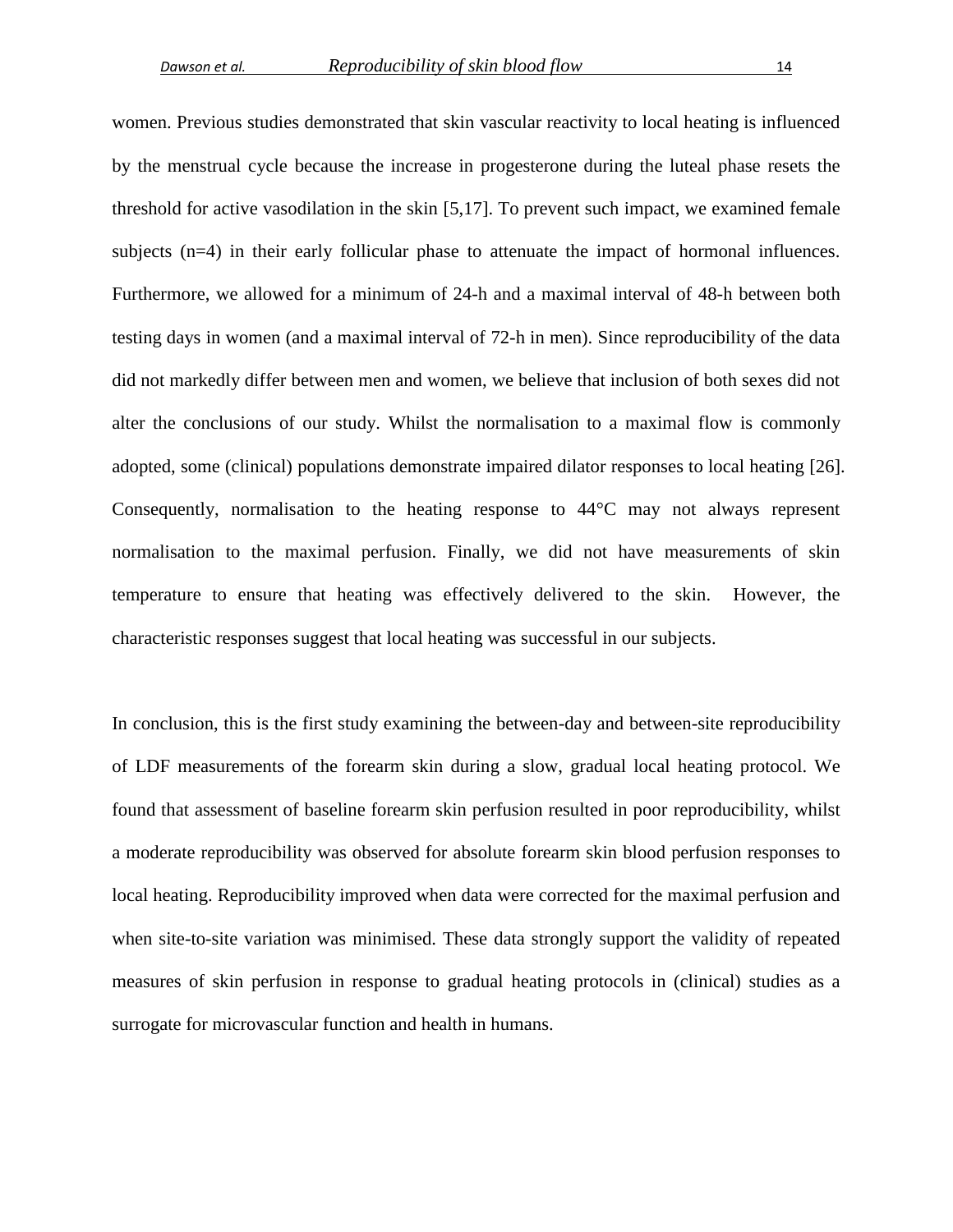women. Previous studies demonstrated that skin vascular reactivity to local heating is influenced by the menstrual cycle because the increase in progesterone during the luteal phase resets the threshold for active vasodilation in the skin [5,17]. To prevent such impact, we examined female subjects (n=4) in their early follicular phase to attenuate the impact of hormonal influences. Furthermore, we allowed for a minimum of 24-h and a maximal interval of 48-h between both testing days in women (and a maximal interval of 72-h in men). Since reproducibility of the data did not markedly differ between men and women, we believe that inclusion of both sexes did not alter the conclusions of our study. Whilst the normalisation to a maximal flow is commonly adopted, some (clinical) populations demonstrate impaired dilator responses to local heating [26]. Consequently, normalisation to the heating response to 44°C may not always represent normalisation to the maximal perfusion. Finally, we did not have measurements of skin temperature to ensure that heating was effectively delivered to the skin. However, the characteristic responses suggest that local heating was successful in our subjects.

In conclusion, this is the first study examining the between-day and between-site reproducibility of LDF measurements of the forearm skin during a slow, gradual local heating protocol. We found that assessment of baseline forearm skin perfusion resulted in poor reproducibility, whilst a moderate reproducibility was observed for absolute forearm skin blood perfusion responses to local heating. Reproducibility improved when data were corrected for the maximal perfusion and when site-to-site variation was minimised. These data strongly support the validity of repeated measures of skin perfusion in response to gradual heating protocols in (clinical) studies as a surrogate for microvascular function and health in humans.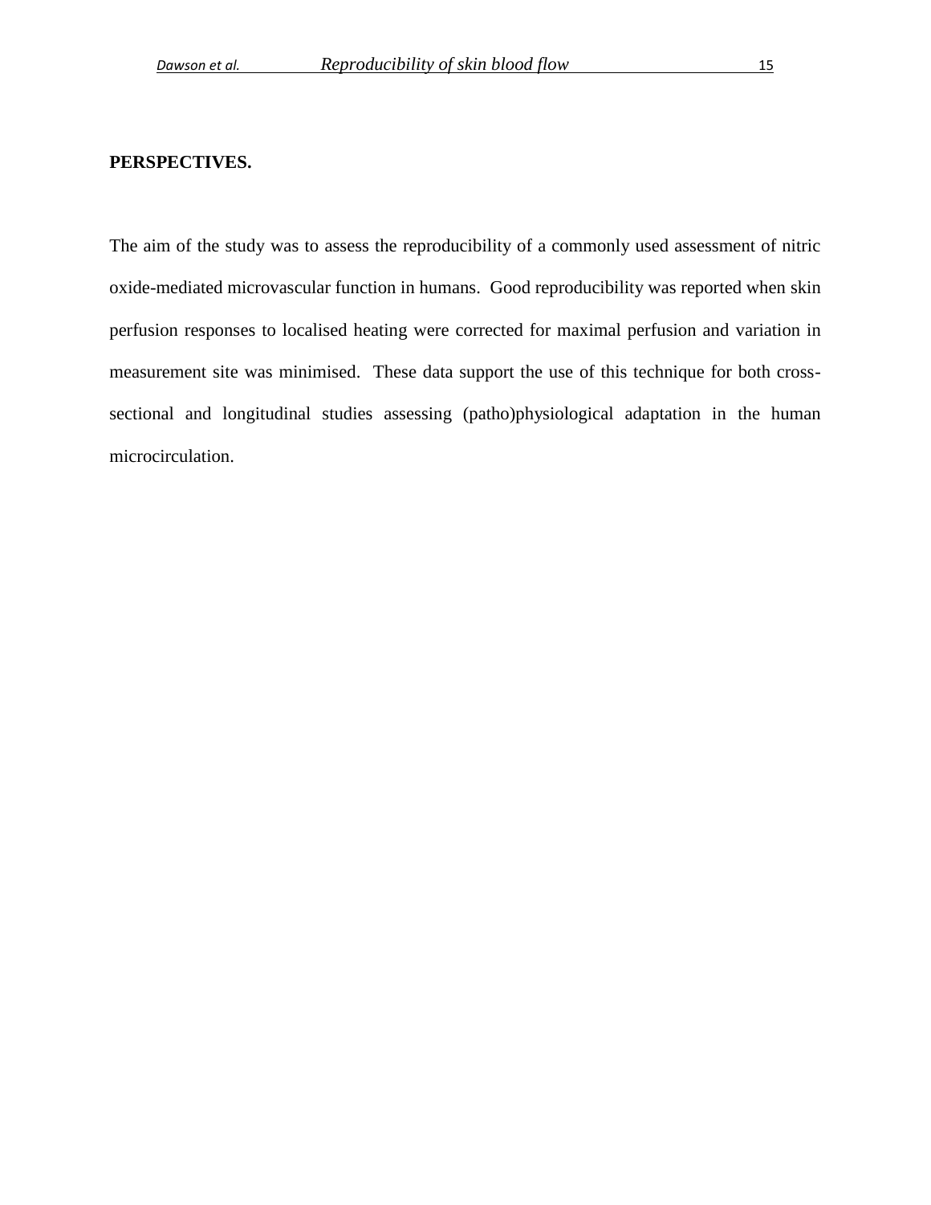**PERSPECTIVES.**

The aim of the study was to assess the reproducibility of a commonly used assessment of nitric oxide-mediated microvascular function in humans. Good reproducibility was reported when skin perfusion responses to localised heating were corrected for maximal perfusion and variation in measurement site was minimised. These data support the use of this technique for both cross-sectional and longitudinal studies assessing (patho)physiological adaptation in the human microcirculation.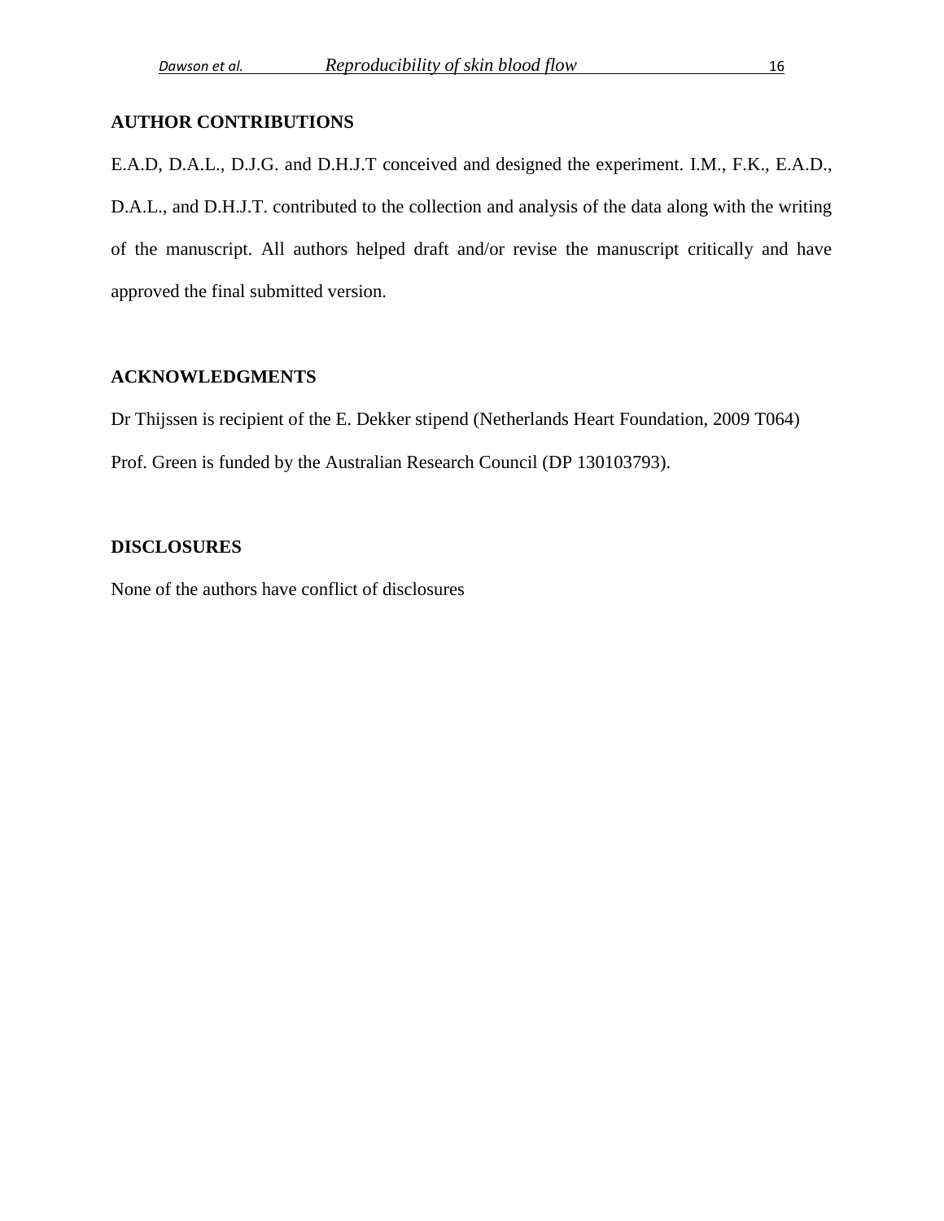## AUTHOR CONTRIBUTIONS

E.A.D, D.A.L., D.J.G. and D.H.J.T conceived and designed the experiment. I.M., F.K., E.A.D., D.A.L., and D.H.J.T. contributed to the collection and analysis of the data along with the writing of the manuscript. All authors helped draft and/or revise the manuscript critically and have approved the final submitted version.

## ACKNOWLEDGMENTS

Dr Thijssen is recipient of the E. Dekker stipend (Netherlands Heart Foundation, 2009 T064)

Prof. Green is funded by the Australian Research Council (DP 130103793).

## DISCLOSURES

None of the authors have conflict of disclosures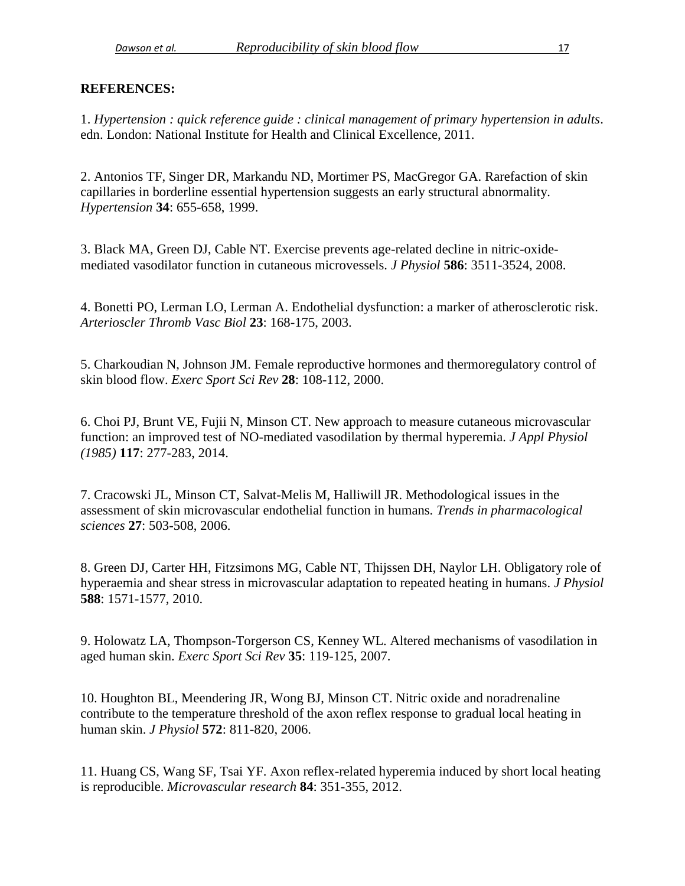**REFERENCES:**

1. *Hypertension : quick reference guide : clinical management of primary hypertension in adults*. edn. London: National Institute for Health and Clinical Excellence, 2011.

2. Antonios TF, Singer DR, Markandu ND, Mortimer PS, MacGregor GA. Rarefaction of skin capillaries in borderline essential hypertension suggests an early structural abnormality. *Hypertension* **34**: 655-658, 1999.

3. Black MA, Green DJ, Cable NT. Exercise prevents age-related decline in nitric-oxide-mediated vasodilator function in cutaneous microvessels. *J Physiol* **586**: 3511-3524, 2008.

4. Bonetti PO, Lerman LO, Lerman A. Endothelial dysfunction: a marker of atherosclerotic risk. *Arterioscler Thromb Vasc Biol* **23**: 168-175, 2003.

5. Charkoudian N, Johnson JM. Female reproductive hormones and thermoregulatory control of skin blood flow. *Exerc Sport Sci Rev* **28**: 108-112, 2000.

6. Choi PJ, Brunt VE, Fujii N, Minson CT. New approach to measure cutaneous microvascular function: an improved test of NO-mediated vasodilation by thermal hyperemia. *J Appl Physiol (1985)* **117**: 277-283, 2014.

7. Cracowski JL, Minson CT, Salvat-Melis M, Halliwill JR. Methodological issues in the assessment of skin microvascular endothelial function in humans. *Trends in pharmacological sciences* **27**: 503-508, 2006.

8. Green DJ, Carter HH, Fitzsimons MG, Cable NT, Thijssen DH, Naylor LH. Obligatory role of hyperaemia and shear stress in microvascular adaptation to repeated heating in humans. *J Physiol* **588**: 1571-1577, 2010.

9. Holowatz LA, Thompson-Torgerson CS, Kenney WL. Altered mechanisms of vasodilation in aged human skin. *Exerc Sport Sci Rev* **35**: 119-125, 2007.

10. Houghton BL, Meendering JR, Wong BJ, Minson CT. Nitric oxide and noradrenaline contribute to the temperature threshold of the axon reflex response to gradual local heating in human skin. *J Physiol* **572**: 811-820, 2006.

11. Huang CS, Wang SF, Tsai YF. Axon reflex-related hyperemia induced by short local heating is reproducible. *Microvascular research* **84**: 351-355, 2012.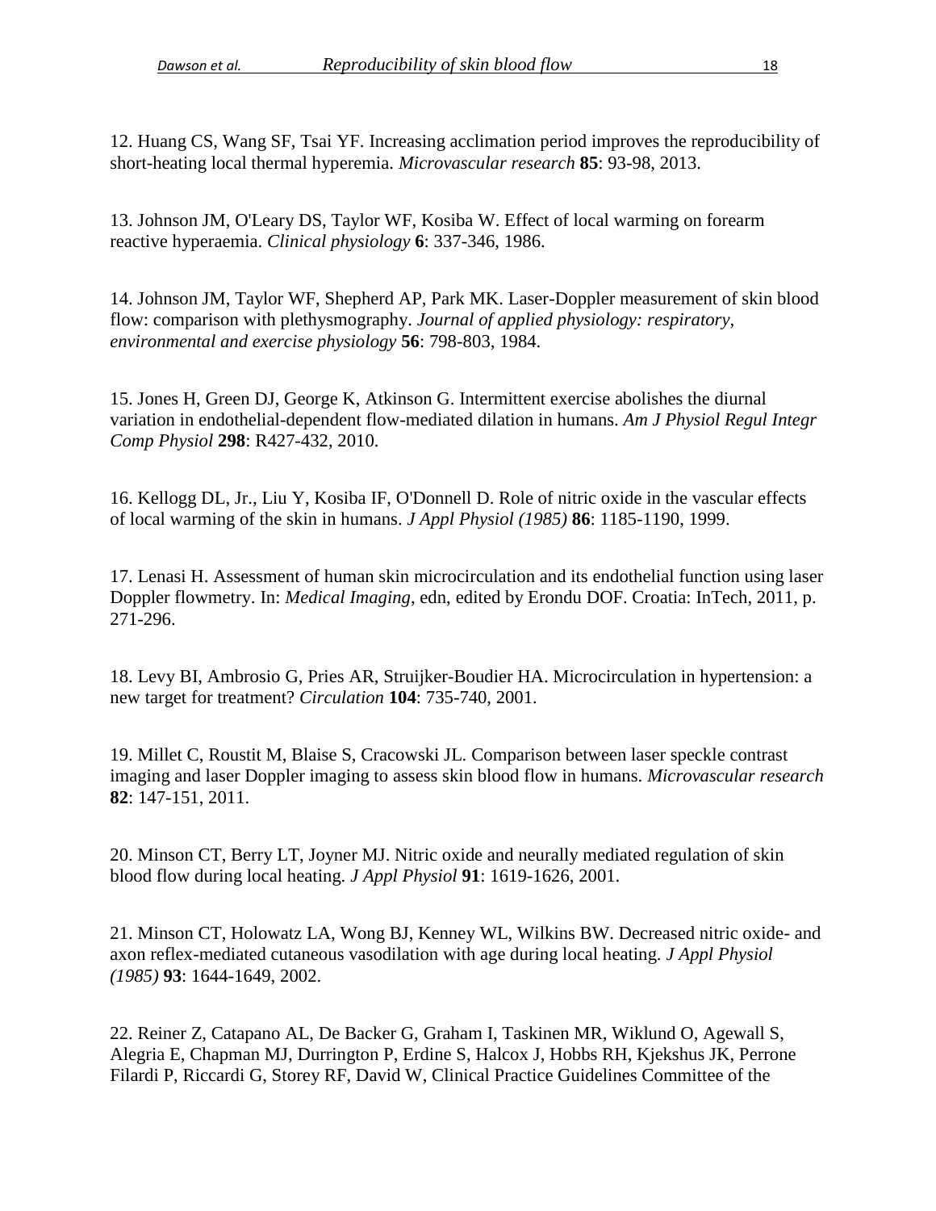12. Huang CS, Wang SF, Tsai YF. Increasing acclimation period improves the reproducibility of short-heating local thermal hyperemia. *Microvascular research* **85**: 93-98, 2013.

13. Johnson JM, O'Leary DS, Taylor WF, Kosiba W. Effect of local warming on forearm reactive hyperaemia. *Clinical physiology* **6**: 337-346, 1986.

14. Johnson JM, Taylor WF, Shepherd AP, Park MK. Laser-Doppler measurement of skin blood flow: comparison with plethysmography. *Journal of applied physiology: respiratory, environmental and exercise physiology* **56**: 798-803, 1984.

15. Jones H, Green DJ, George K, Atkinson G. Intermittent exercise abolishes the diurnal variation in endothelial-dependent flow-mediated dilation in humans. *Am J Physiol Regul Integr Comp Physiol* **298**: R427-432, 2010.

16. Kellogg DL, Jr., Liu Y, Kosiba IF, O'Donnell D. Role of nitric oxide in the vascular effects of local warming of the skin in humans. *J Appl Physiol (1985)* **86**: 1185-1190, 1999.

17. Lenasi H. Assessment of human skin microcirculation and its endothelial function using laser Doppler flowmetry. In: *Medical Imaging*, edn, edited by Erondu DOF. Croatia: InTech, 2011, p. 271-296.

18. Levy BI, Ambrosio G, Pries AR, Struijker-Boudier HA. Microcirculation in hypertension: a new target for treatment? *Circulation* **104**: 735-740, 2001.

19. Millet C, Roustit M, Blaise S, Cracowski JL. Comparison between laser speckle contrast imaging and laser Doppler imaging to assess skin blood flow in humans. *Microvascular research* **82**: 147-151, 2011.

20. Minson CT, Berry LT, Joyner MJ. Nitric oxide and neurally mediated regulation of skin blood flow during local heating. *J Appl Physiol* **91**: 1619-1626, 2001.

21. Minson CT, Holowatz LA, Wong BJ, Kenney WL, Wilkins BW. Decreased nitric oxide- and axon reflex-mediated cutaneous vasodilation with age during local heating. *J Appl Physiol (1985)* **93**: 1644-1649, 2002.

22. Reiner Z, Catapano AL, De Backer G, Graham I, Taskinen MR, Wiklund O, Agewall S, Alegria E, Chapman MJ, Durrington P, Erdine S, Halcox J, Hobbs RH, Kjekshus JK, Perrone Filardi P, Riccardi G, Storey RF, David W, Clinical Practice Guidelines Committee of the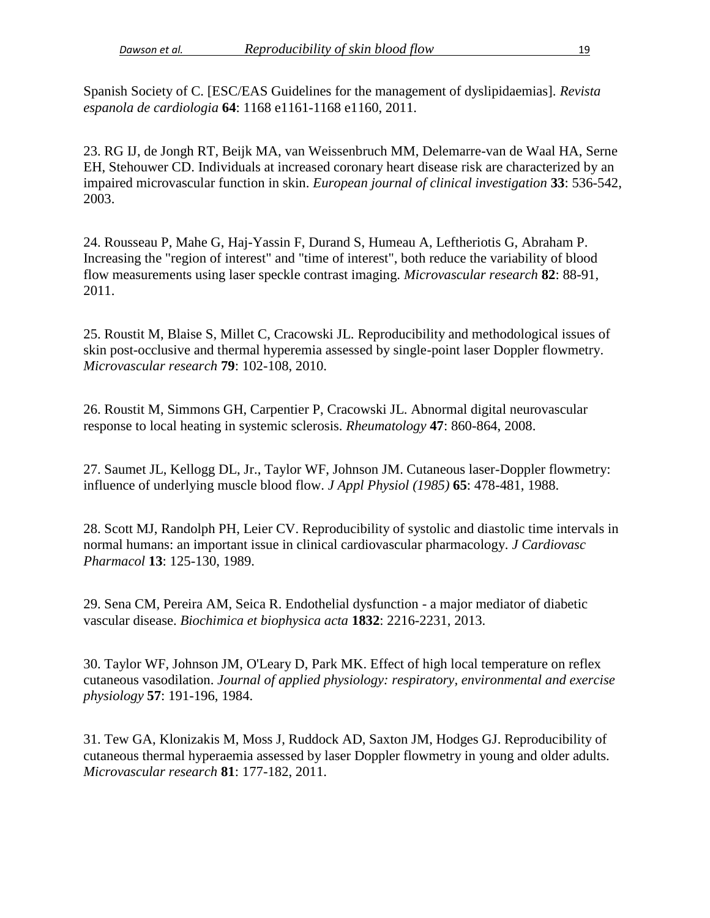Spanish Society of C. [ESC/EAS Guidelines for the management of dyslipidaemias]. *Revista espanola de cardiologia* **64**: 1168 e1161-1168 e1160, 2011.

23. RG IJ, de Jongh RT, Beijk MA, van Weissenbruch MM, Delemarre-van de Waal HA, Serne EH, Stehouwer CD. Individuals at increased coronary heart disease risk are characterized by an impaired microvascular function in skin. *European journal of clinical investigation* **33**: 536-542, 2003.

24. Rousseau P, Mahe G, Haj-Yassin F, Durand S, Humeau A, Leftheriotis G, Abraham P. Increasing the "region of interest" and "time of interest", both reduce the variability of blood flow measurements using laser speckle contrast imaging. *Microvascular research* **82**: 88-91, 2011.

25. Roustit M, Blaise S, Millet C, Cracowski JL. Reproducibility and methodological issues of skin post-occlusive and thermal hyperemia assessed by single-point laser Doppler flowmetry. *Microvascular research* **79**: 102-108, 2010.

26. Roustit M, Simmons GH, Carpentier P, Cracowski JL. Abnormal digital neurovascular response to local heating in systemic sclerosis. *Rheumatology* **47**: 860-864, 2008.

27. Saumet JL, Kellogg DL, Jr., Taylor WF, Johnson JM. Cutaneous laser-Doppler flowmetry: influence of underlying muscle blood flow. *J Appl Physiol (1985)* **65**: 478-481, 1988.

28. Scott MJ, Randolph PH, Leier CV. Reproducibility of systolic and diastolic time intervals in normal humans: an important issue in clinical cardiovascular pharmacology. *J Cardiovasc Pharmacol* **13**: 125-130, 1989.

29. Sena CM, Pereira AM, Seica R. Endothelial dysfunction - a major mediator of diabetic vascular disease. *Biochimica et biophysica acta* **1832**: 2216-2231, 2013.

30. Taylor WF, Johnson JM, O'Leary D, Park MK. Effect of high local temperature on reflex cutaneous vasodilation. *Journal of applied physiology: respiratory, environmental and exercise physiology* **57**: 191-196, 1984.

31. Tew GA, Klonizakis M, Moss J, Ruddock AD, Saxton JM, Hodges GJ. Reproducibility of cutaneous thermal hyperaemia assessed by laser Doppler flowmetry in young and older adults. *Microvascular research* **81**: 177-182, 2011.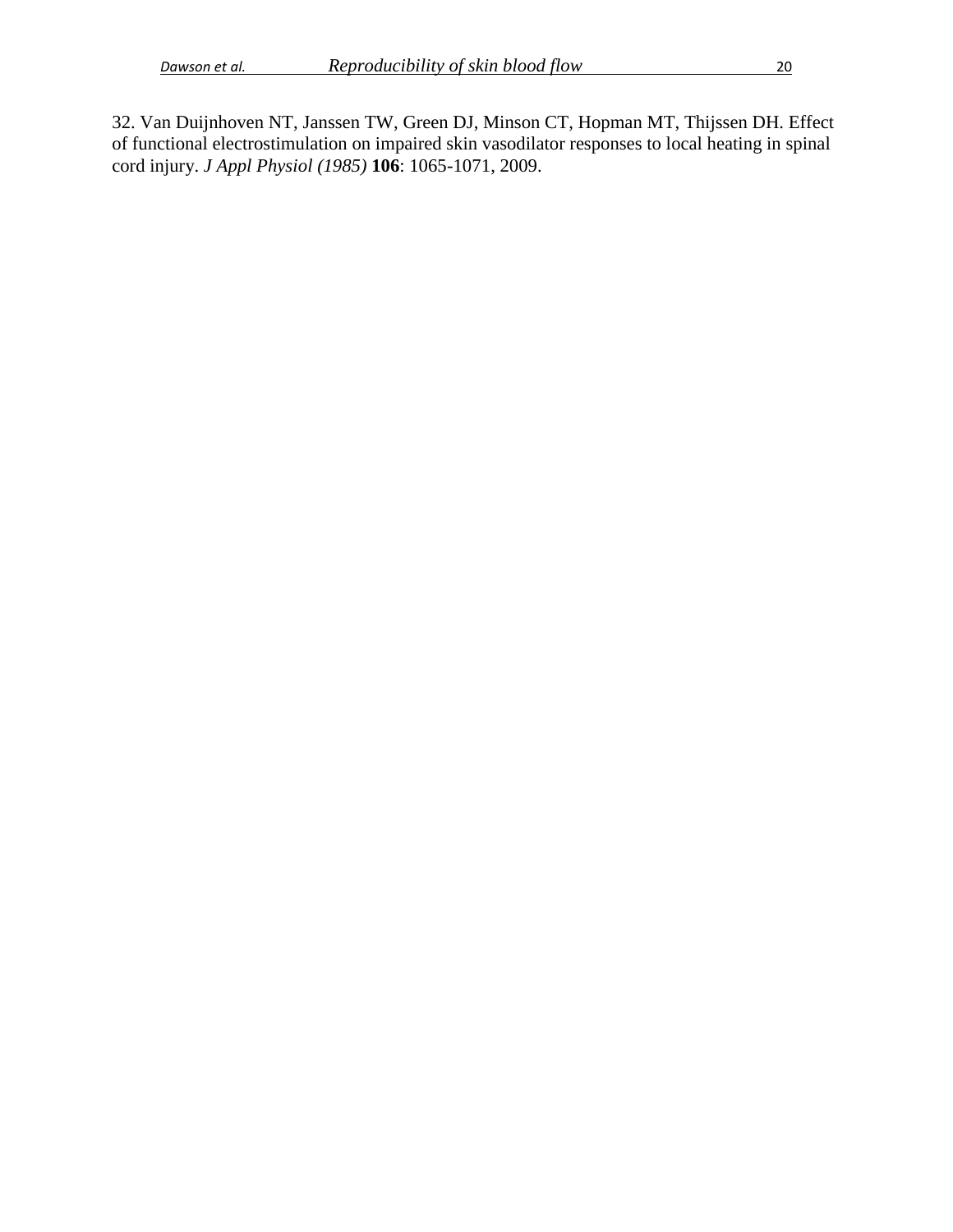32. Van Duijnhoven NT, Janssen TW, Green DJ, Minson CT, Hopman MT, Thijssen DH. Effect of functional electrostimulation on impaired skin vasodilator responses to local heating in spinal cord injury. *J Appl Physiol (1985)* **106**: 1065-1071, 2009.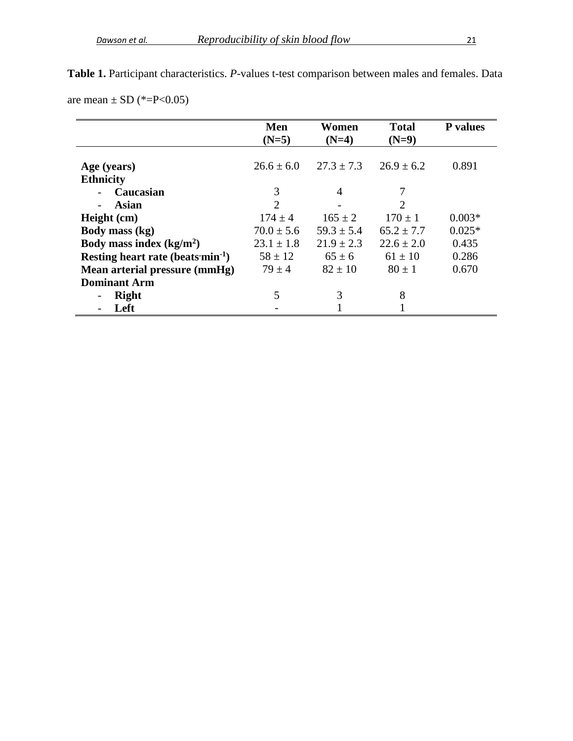**Table 1.** Participant characteristics. *P*-values t-test comparison between males and females. Data are mean ± SD (*=P<0.05)

| | Men (N=5) | Women (N=4) | Total (N=9) | P values |
|---|---|---|---|---|
| **Age (years)** | 26.6 ± 6.0 | 27.3 ± 7.3 | 26.9 ± 6.2 | 0.891 |
| **Ethnicity** | | | | |
| - **Caucasian** | 3 | 4 | 7 | |
| - **Asian** | 2 | - | 2 | |
| **Height (cm)** | 174 ± 4 | 165 ± 2 | 170 ± 1 | 0.003* |
| **Body mass (kg)** | 70.0 ± 5.6 | 59.3 ± 5.4 | 65.2 ± 7.7 | 0.025* |
| **Body mass index (kg/m$^2$)** | 23.1 ± 1.8 | 21.9 ± 2.3 | 22.6 ± 2.0 | 0.435 |
| **Resting heart rate (beats·min$^{-1}$)** | 58 ± 12 | 65 ± 6 | 61 ± 10 | 0.286 |
| **Mean arterial pressure (mmHg)** | 79 ± 4 | 82 ± 10 | 80 ± 1 | 0.670 |
| **Dominant Arm** | | | | |
| - **Right** | 5 | 3 | 8 | |
| - **Left** | - | 1 | 1 | |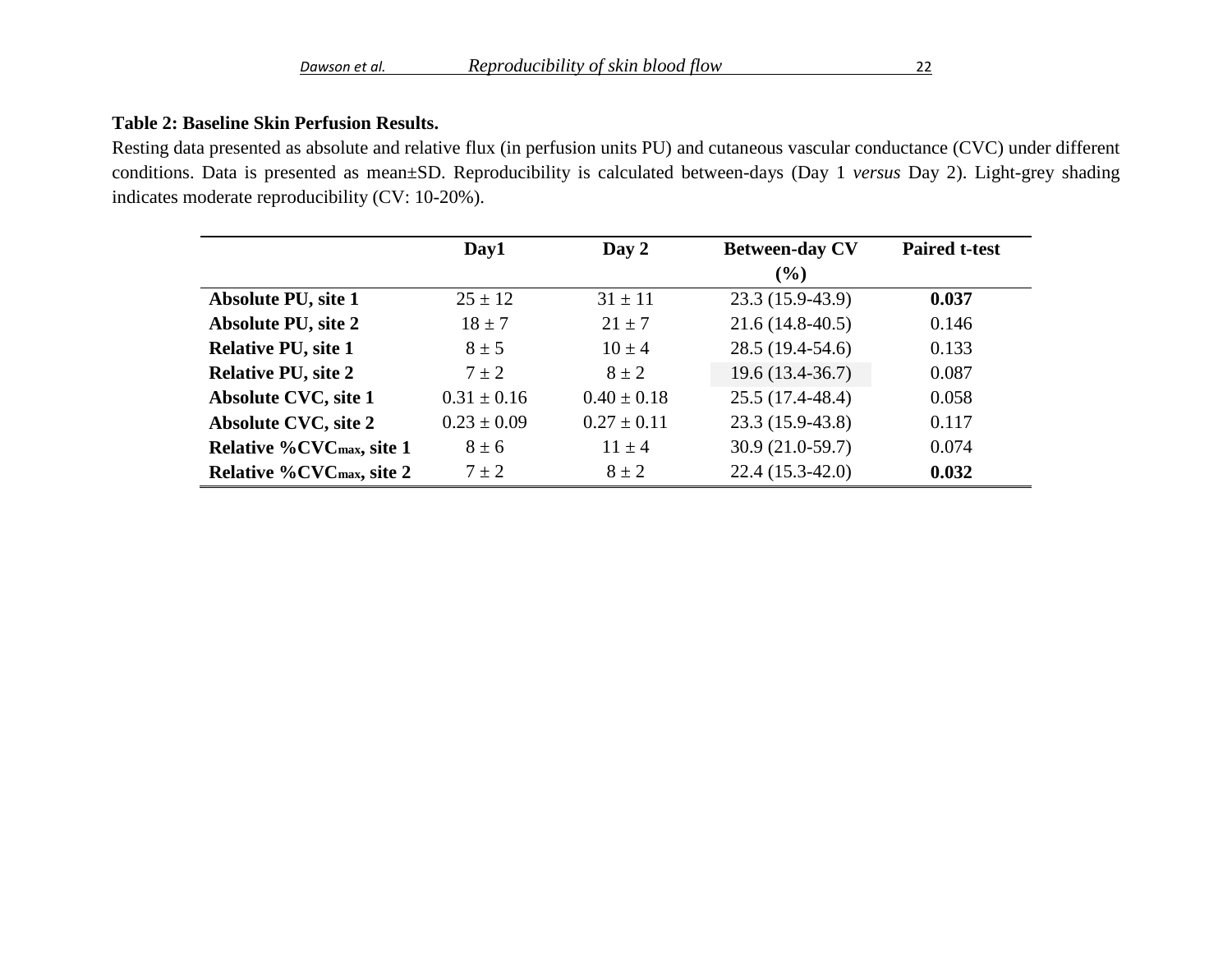**Table 2: Baseline Skin Perfusion Results.**

Resting data presented as absolute and relative flux (in perfusion units PU) and cutaneous vascular conductance (CVC) under different conditions. Data is presented as mean±SD. Reproducibility is calculated between-days (Day 1 *versus* Day 2). Light-grey shading indicates moderate reproducibility (CV: 10-20%).

| | Day1 | Day 2 | Between-day CV (%) | Paired t-test |
|---|---|---|---|---|
| **Absolute PU, site 1** | 25 ± 12 | 31 ± 11 | 23.3 (15.9-43.9) | **0.037** |
| **Absolute PU, site 2** | 18 ± 7 | 21 ± 7 | 21.6 (14.8-40.5) | 0.146 |
| **Relative PU, site 1** | 8 ± 5 | 10 ± 4 | 28.5 (19.4-54.6) | 0.133 |
| **Relative PU, site 2** | 7 ± 2 | 8 ± 2 | 19.6 (13.4-36.7) | 0.087 |
| **Absolute CVC, site 1** | 0.31 ± 0.16 | 0.40 ± 0.18 | 25.5 (17.4-48.4) | 0.058 |
| **Absolute CVC, site 2** | 0.23 ± 0.09 | 0.27 ± 0.11 | 23.3 (15.9-43.8) | 0.117 |
| **Relative %$CVC_{max}$, site 1** | 8 ± 6 | 11 ± 4 | 30.9 (21.0-59.7) | 0.074 |
| **Relative %$CVC_{max}$, site 2** | 7 ± 2 | 8 ± 2 | 22.4 (15.3-42.0) | **0.032** |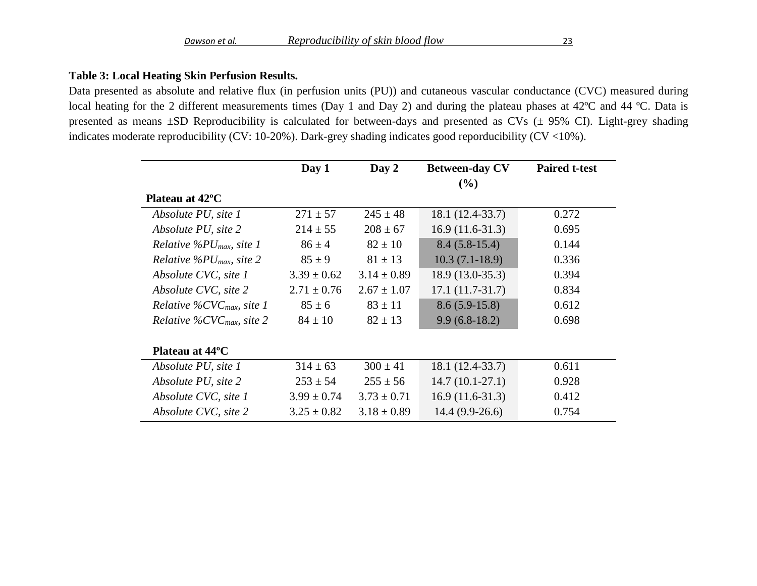**Table 3: Local Heating Skin Perfusion Results.**

Data presented as absolute and relative flux (in perfusion units (PU)) and cutaneous vascular conductance (CVC) measured during local heating for the 2 different measurements times (Day 1 and Day 2) and during the plateau phases at 42ºC and 44 ºC. Data is presented as means ±SD Reproducibility is calculated for between-days and presented as CVs (± 95% CI). Light-grey shading indicates moderate reproducibility (CV: 10-20%). Dark-grey shading indicates good reporducibility (CV <10%).

| | Day 1 | Day 2 | Between-day CV (%) | Paired t-test |
|---|---|---|---|---|
| **Plateau at 42ºC** | | | | |
| *Absolute PU, site 1* | 271 ± 57 | 245 ± 48 | 18.1 (12.4-33.7) | 0.272 |
| *Absolute PU, site 2* | 214 ± 55 | 208 ± 67 | 16.9 (11.6-31.3) | 0.695 |
| *Relative %$PU_{max}$, site 1* | 86 ± 4 | 82 ± 10 | 8.4 (5.8-15.4) | 0.144 |
| *Relative %$PU_{max}$, site 2* | 85 ± 9 | 81 ± 13 | 10.3 (7.1-18.9) | 0.336 |
| *Absolute CVC, site 1* | 3.39 ± 0.62 | 3.14 ± 0.89 | 18.9 (13.0-35.3) | 0.394 |
| *Absolute CVC, site 2* | 2.71 ± 0.76 | 2.67 ± 1.07 | 17.1 (11.7-31.7) | 0.834 |
| *Relative %$CVC_{max}$, site 1* | 85 ± 6 | 83 ± 11 | 8.6 (5.9-15.8) | 0.612 |
| *Relative %$CVC_{max}$, site 2* | 84 ± 10 | 82 ± 13 | 9.9 (6.8-18.2) | 0.698 |
| **Plateau at 44ºC** | | | | |
| *Absolute PU, site 1* | 314 ± 63 | 300 ± 41 | 18.1 (12.4-33.7) | 0.611 |
| *Absolute PU, site 2* | 253 ± 54 | 255 ± 56 | 14.7 (10.1-27.1) | 0.928 |
| *Absolute CVC, site 1* | 3.99 ± 0.74 | 3.73 ± 0.71 | 16.9 (11.6-31.3) | 0.412 |
| *Absolute CVC, site 2* | 3.25 ± 0.82 | 3.18 ± 0.89 | 14.4 (9.9-26.6) | 0.754 |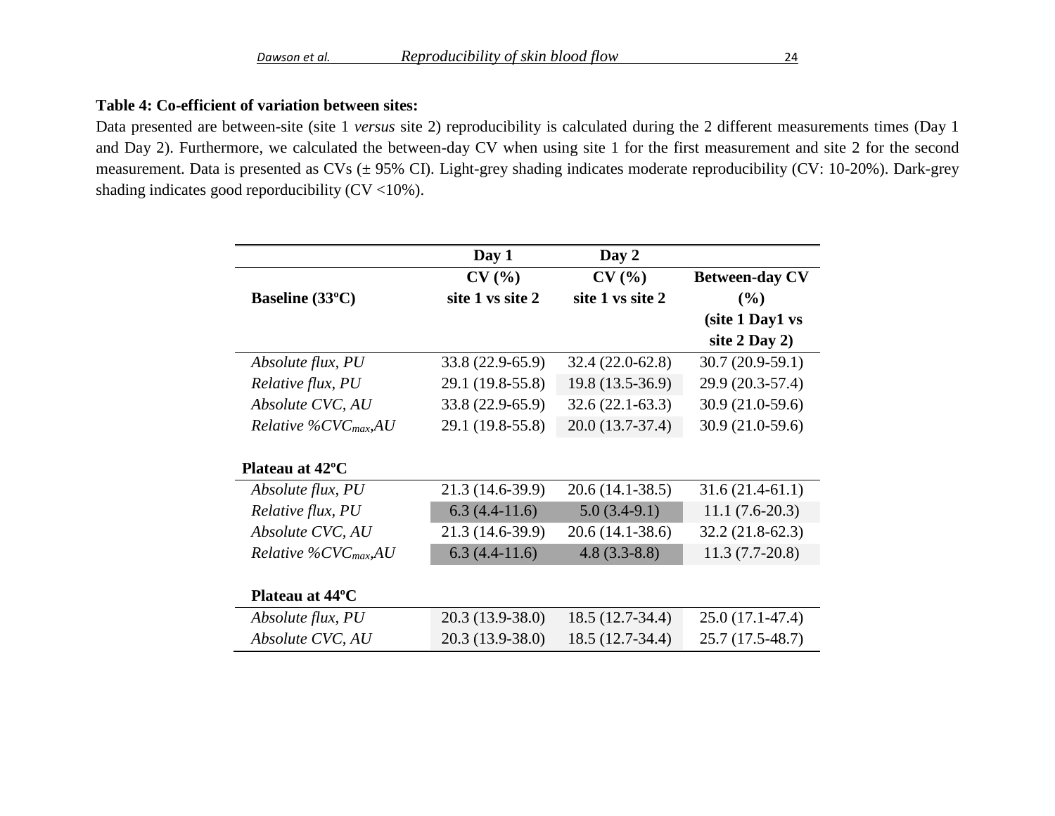**Table 4: Co-efficient of variation between sites:**

Data presented are between-site (site 1 *versus* site 2) reproducibility is calculated during the 2 different measurements times (Day 1 and Day 2). Furthermore, we calculated the between-day CV when using site 1 for the first measurement and site 2 for the second measurement. Data is presented as CVs (± 95% CI). Light-grey shading indicates moderate reproducibility (CV: 10-20%). Dark-grey shading indicates good reporducibility (CV <10%).

| | Day 1 | Day 2 | |
|---|---|---|---|
| **Baseline (33ºC)** | **CV (%) site 1 vs site 2** | **CV (%) site 1 vs site 2** | **Between-day CV (%) (site 1 Day1 vs site 2 Day 2)** |
| *Absolute flux, PU* | 33.8 (22.9-65.9) | 32.4 (22.0-62.8) | 30.7 (20.9-59.1) |
| *Relative flux, PU* | 29.1 (19.8-55.8) | 19.8 (13.5-36.9) | 29.9 (20.3-57.4) |
| *Absolute CVC, AU* | 33.8 (22.9-65.9) | 32.6 (22.1-63.3) | 30.9 (21.0-59.6) |
| *Relative %$CVC_{max}$,AU* | 29.1 (19.8-55.8) | 20.0 (13.7-37.4) | 30.9 (21.0-59.6) |
| **Plateau at 42ºC** | | | |
| *Absolute flux, PU* | 21.3 (14.6-39.9) | 20.6 (14.1-38.5) | 31.6 (21.4-61.1) |
| *Relative flux, PU* | 6.3 (4.4-11.6) | 5.0 (3.4-9.1) | 11.1 (7.6-20.3) |
| *Absolute CVC, AU* | 21.3 (14.6-39.9) | 20.6 (14.1-38.6) | 32.2 (21.8-62.3) |
| *Relative %$CVC_{max}$,AU* | 6.3 (4.4-11.6) | 4.8 (3.3-8.8) | 11.3 (7.7-20.8) |
| **Plateau at 44ºC** | | | |
| *Absolute flux, PU* | 20.3 (13.9-38.0) | 18.5 (12.7-34.4) | 25.0 (17.1-47.4) |
| *Absolute CVC, AU* | 20.3 (13.9-38.0) | 18.5 (12.7-34.4) | 25.7 (17.5-48.7) |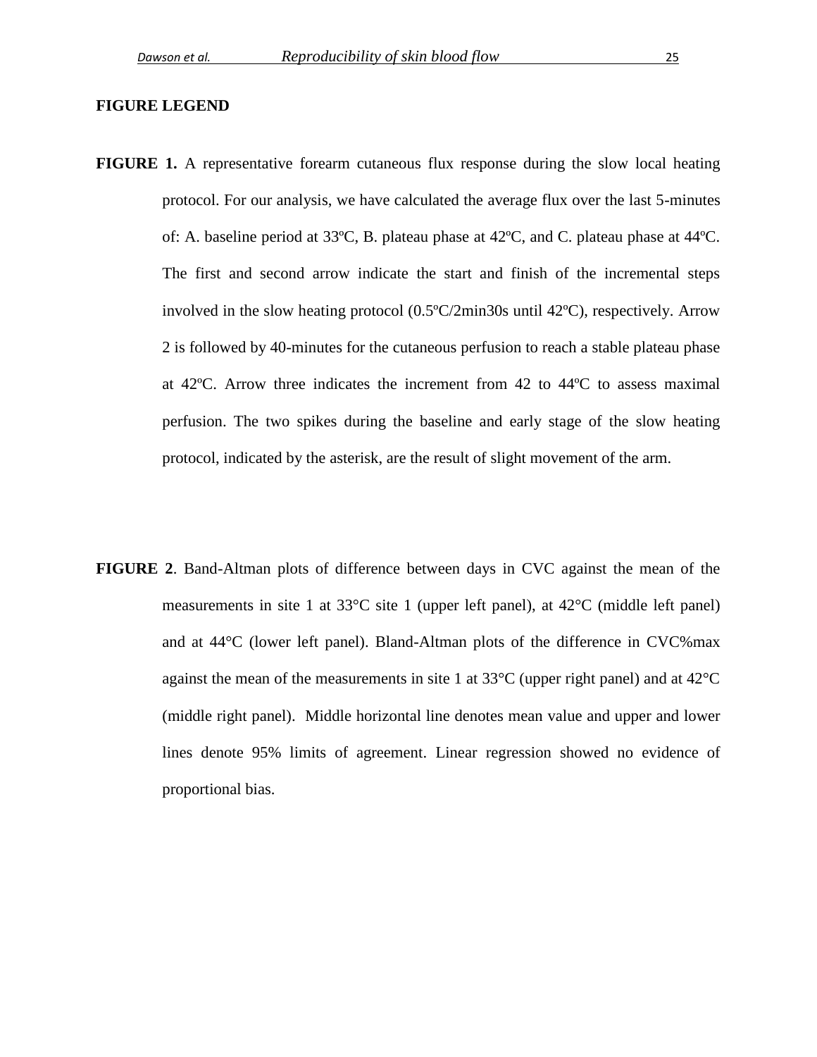**FIGURE LEGEND**

**FIGURE 1.** A representative forearm cutaneous flux response during the slow local heating protocol. For our analysis, we have calculated the average flux over the last 5-minutes of: A. baseline period at 33ºC, B. plateau phase at 42ºC, and C. plateau phase at 44ºC. The first and second arrow indicate the start and finish of the incremental steps involved in the slow heating protocol (0.5ºC/2min30s until 42ºC), respectively. Arrow 2 is followed by 40-minutes for the cutaneous perfusion to reach a stable plateau phase at 42ºC. Arrow three indicates the increment from 42 to 44ºC to assess maximal perfusion. The two spikes during the baseline and early stage of the slow heating protocol, indicated by the asterisk, are the result of slight movement of the arm.

**FIGURE 2**. Band-Altman plots of difference between days in CVC against the mean of the measurements in site 1 at 33°C site 1 (upper left panel), at 42°C (middle left panel) and at 44°C (lower left panel). Bland-Altman plots of the difference in CVC%max against the mean of the measurements in site 1 at 33°C (upper right panel) and at 42°C (middle right panel). Middle horizontal line denotes mean value and upper and lower lines denote 95% limits of agreement. Linear regression showed no evidence of proportional bias.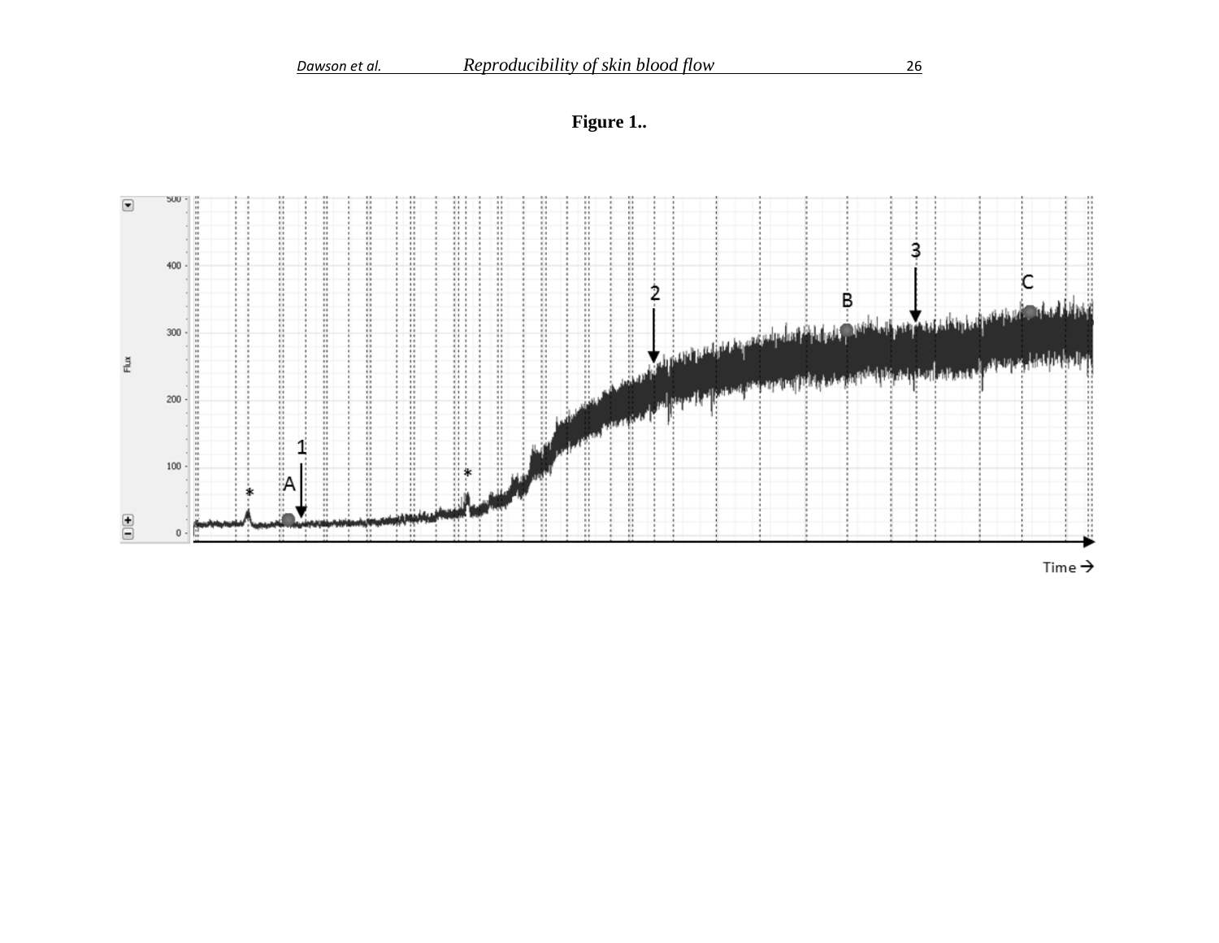**Figure 1..**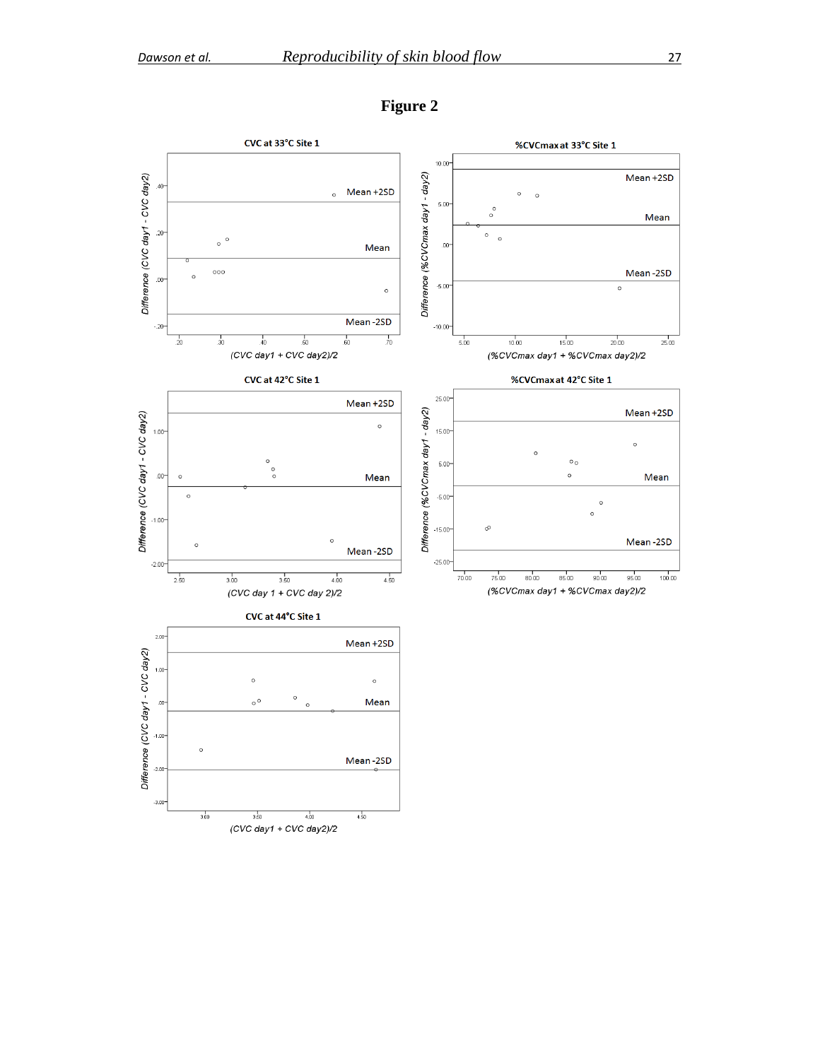# Figure 2

CVC at 33°C Site 1

Mean +2SD

Mean

Mean -2SD

Difference (CVC day1 - CVC day2)

.40

.20

.00

-.20

.20

.30

.40

.50

.60

.70

(CVC day1 + CVC day2)/2

%CVCmax at 33°C Site 1

Mean +2SD

Mean

Mean -2SD

Difference (%CVCmax day1 - day2)

10.00

5.00

.00

-5.00

-10.00

5.00

10.00

15.00

20.00

25.00

(%CVCmax day1 + %CVCmax day2)/2

CVC at 42°C Site 1

Mean +2SD

Mean

Mean -2SD

Difference (CVC day1 - CVC day2)

1.00

.00

-1.00

-2.00

2.50

3.00

3.50

4.00

4.50

(CVC day 1 + CVC day 2)/2

%CVCmax at 42°C Site 1

Mean +2SD

Mean

Mean -2SD

Difference (%CVCmax day1 - day2)

25.00

15.00

5.00

-5.00

-15.00

-25.00

70.00

75.00

80.00

85.00

90.00

95.00

100.00

(%CVCmax day1 + %CVCmax day2)/2

CVC at 44°C Site 1

Mean +2SD

Mean

Mean -2SD

Difference (CVC day1 - CVC day2)

2.00

1.00

.00

-1.00

-2.00

-3.00

3.00

3.50

4.00

4.50

(CVC day1 + CVC day2)/2